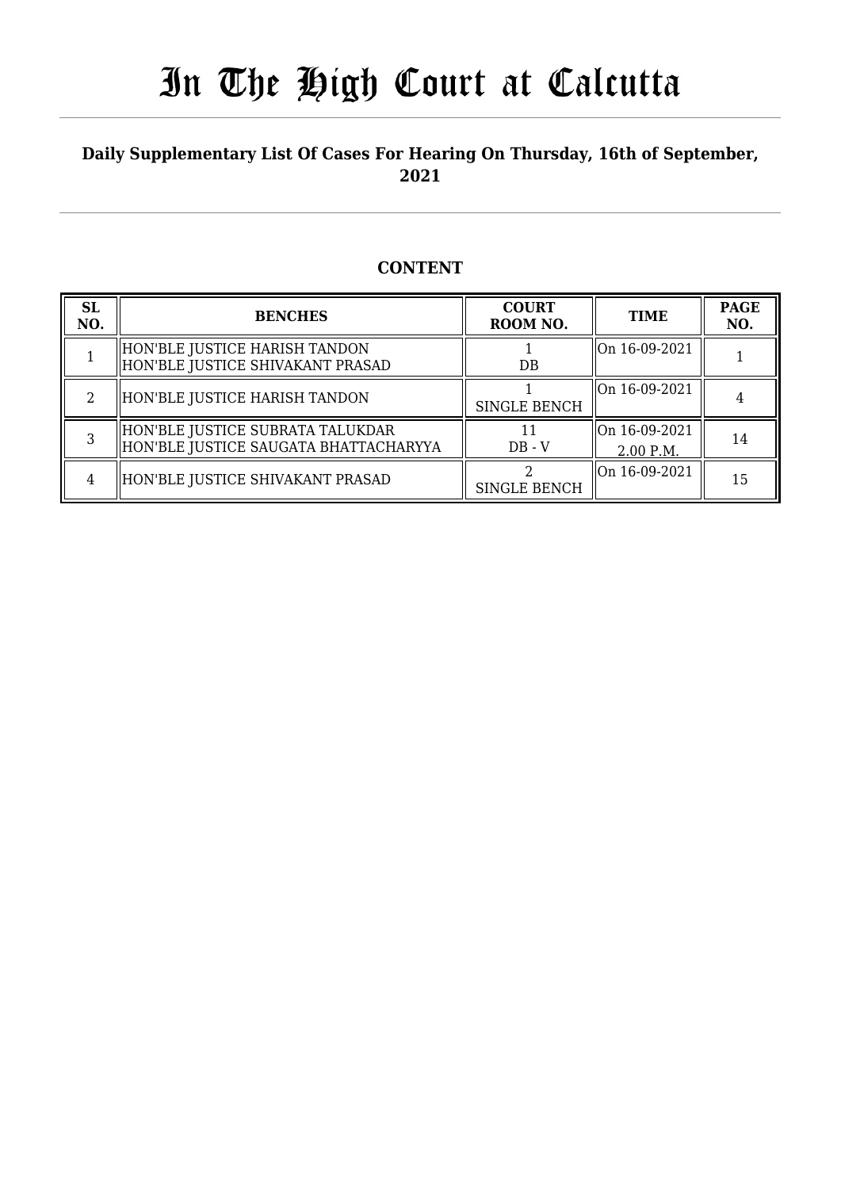# In The High Court at Calcutta

**Daily Supplementary List Of Cases For Hearing On Thursday, 16th of September, 2021**

## CONTENT

| SL NO. | BENCHES | COURT ROOM NO. | TIME | PAGE NO. |
|---|---|---|---|---|
| 1 | HON'BLE JUSTICE HARISH TANDON<br>HON'BLE JUSTICE SHIVAKANT PRASAD | 1<br>DB | On 16-09-2021 | 1 |
| 2 | HON'BLE JUSTICE HARISH TANDON | 1<br>SINGLE BENCH | On 16-09-2021 | 4 |
| 3 | HON'BLE JUSTICE SUBRATA TALUKDAR<br>HON'BLE JUSTICE SAUGATA BHATTACHARYYA | 11<br>DB - V | On 16-09-2021<br>2.00 P.M. | 14 |
| 4 | HON'BLE JUSTICE SHIVAKANT PRASAD | 2<br>SINGLE BENCH | On 16-09-2021 | 15 |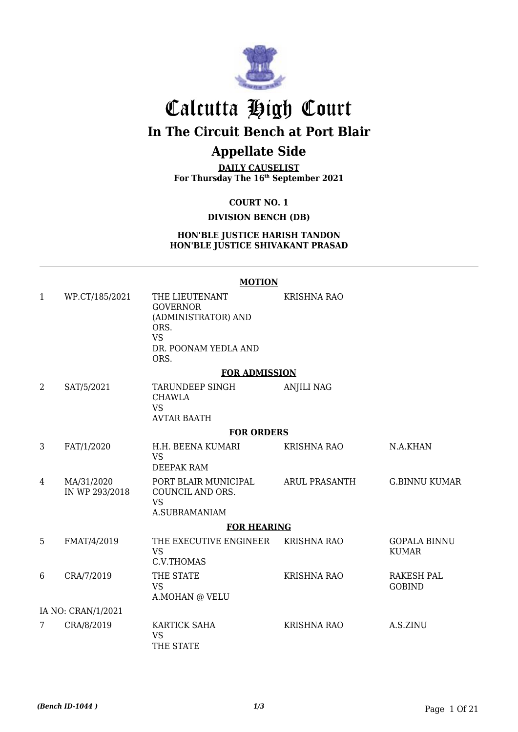# Calcutta High Court

## In The Circuit Bench at Port Blair

## Appellate Side

**DAILY CAUSELIST**
**For Thursday The 16th September 2021**

**COURT NO. 1**

**DIVISION BENCH (DB)**

**HON'BLE JUSTICE HARISH TANDON**
**HON'BLE JUSTICE SHIVAKANT PRASAD**

---

**MOTION**

| | | | | |
|---|---|---|---|---|
| 1 | WP.CT/185/2021 | THE LIEUTENANT GOVERNOR (ADMINISTRATOR) AND ORS. VS DR. POONAM YEDLA AND ORS. | KRISHNA RAO | |

**FOR ADMISSION**

| | | | | |
|---|---|---|---|---|
| 2 | SAT/5/2021 | TARUNDEEP SINGH CHAWLA VS AVTAR BAATH | ANJILI NAG | |

**FOR ORDERS**

| | | | | |
|---|---|---|---|---|
| 3 | FAT/1/2020 | H.H. BEENA KUMARI VS DEEPAK RAM | KRISHNA RAO | N.A.KHAN |
| 4 | MA/31/2020 IN WP 293/2018 | PORT BLAIR MUNICIPAL COUNCIL AND ORS. VS A.SUBRAMANIAM | ARUL PRASANTH | G.BINNU KUMAR |

**FOR HEARING**

| | | | | |
|---|---|---|---|---|
| 5 | FMAT/4/2019 | THE EXECUTIVE ENGINEER VS C.V.THOMAS | KRISHNA RAO | GOPALA BINNU KUMAR |
| 6 | CRA/7/2019 | THE STATE VS A.MOHAN @ VELU | KRISHNA RAO | RAKESH PAL GOBIND |
| | IA NO: CRAN/1/2021 | | | |
| 7 | CRA/8/2019 | KARTICK SAHA VS THE STATE | KRISHNA RAO | A.S.ZINU |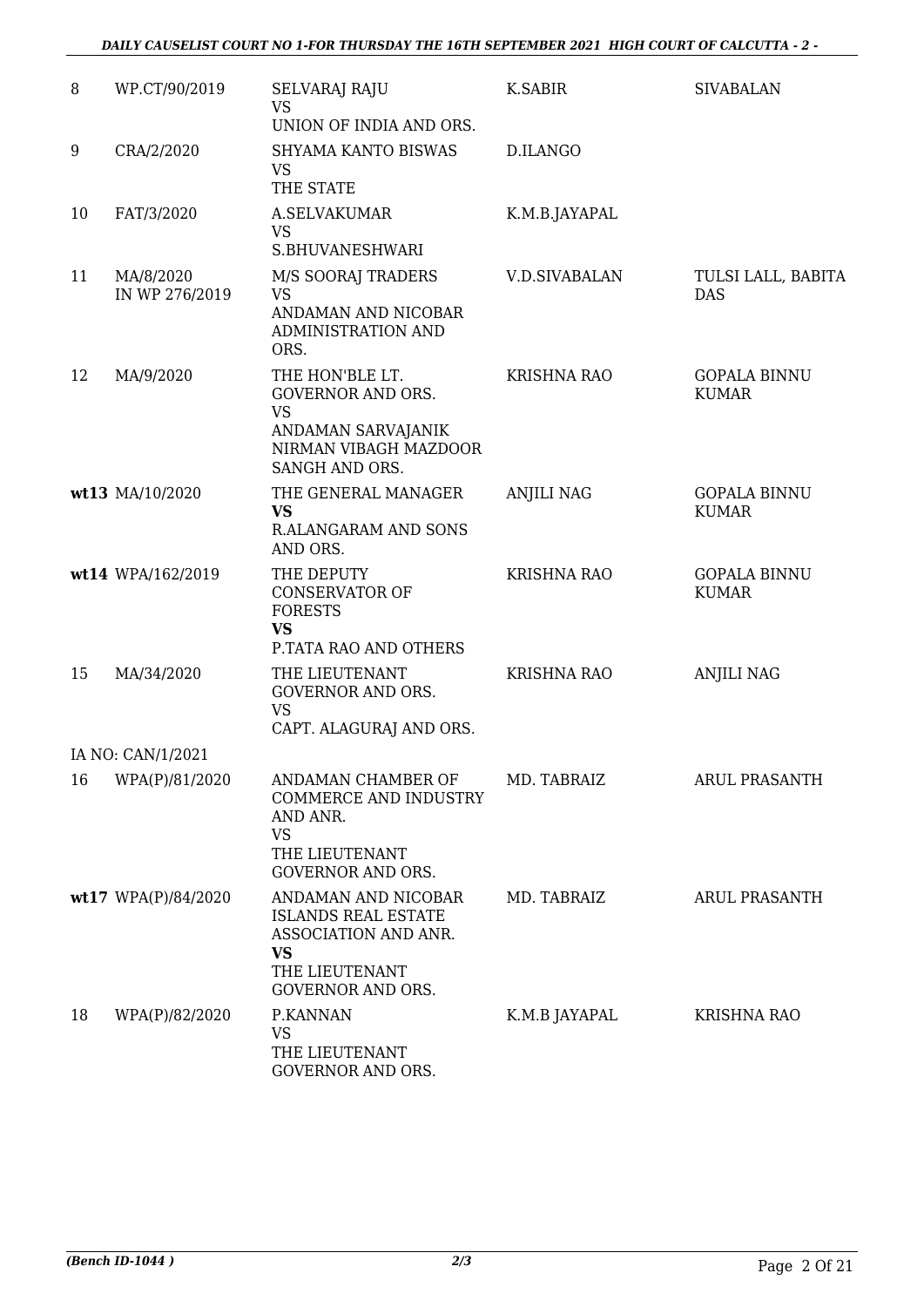| | | | | |
|---|---|---|---|---|
| 8 | WP.CT/90/2019 | SELVARAJ RAJU<br>VS<br>UNION OF INDIA AND ORS. | K.SABIR | SIVABALAN |
| 9 | CRA/2/2020 | SHYAMA KANTO BISWAS<br>VS<br>THE STATE | D.ILANGO | |
| 10 | FAT/3/2020 | A.SELVAKUMAR<br>VS<br>S.BHUVANESHWARI | K.M.B.JAYAPAL | |
| 11 | MA/8/2020<br>IN WP 276/2019 | M/S SOORAJ TRADERS<br>VS<br>ANDAMAN AND NICOBAR ADMINISTRATION AND ORS. | V.D.SIVABALAN | TULSI LALL, BABITA DAS |
| 12 | MA/9/2020 | THE HON'BLE LT. GOVERNOR AND ORS.<br>VS<br>ANDAMAN SARVAJANIK NIRMAN VIBAGH MAZDOOR SANGH AND ORS. | KRISHNA RAO | GOPALA BINNU KUMAR |
| **wt13** | MA/10/2020 | THE GENERAL MANAGER<br>**VS**<br>R.ALANGARAM AND SONS AND ORS. | ANJILI NAG | GOPALA BINNU KUMAR |
| **wt14** | WPA/162/2019 | THE DEPUTY CONSERVATOR OF FORESTS<br>**VS**<br>P.TATA RAO AND OTHERS | KRISHNA RAO | GOPALA BINNU KUMAR |
| 15 | MA/34/2020 | THE LIEUTENANT GOVERNOR AND ORS.<br>VS<br>CAPT. ALAGURAJ AND ORS. | KRISHNA RAO | ANJILI NAG |
| | IA NO: CAN/1/2021 | | | |
| 16 | WPA(P)/81/2020 | ANDAMAN CHAMBER OF COMMERCE AND INDUSTRY AND ANR.<br>VS<br>THE LIEUTENANT GOVERNOR AND ORS. | MD. TABRAIZ | ARUL PRASANTH |
| **wt17** | WPA(P)/84/2020 | ANDAMAN AND NICOBAR ISLANDS REAL ESTATE ASSOCIATION AND ANR.<br>**VS**<br>THE LIEUTENANT GOVERNOR AND ORS. | MD. TABRAIZ | ARUL PRASANTH |
| 18 | WPA(P)/82/2020 | P.KANNAN<br>VS<br>THE LIEUTENANT GOVERNOR AND ORS. | K.M.B JAYAPAL | KRISHNA RAO |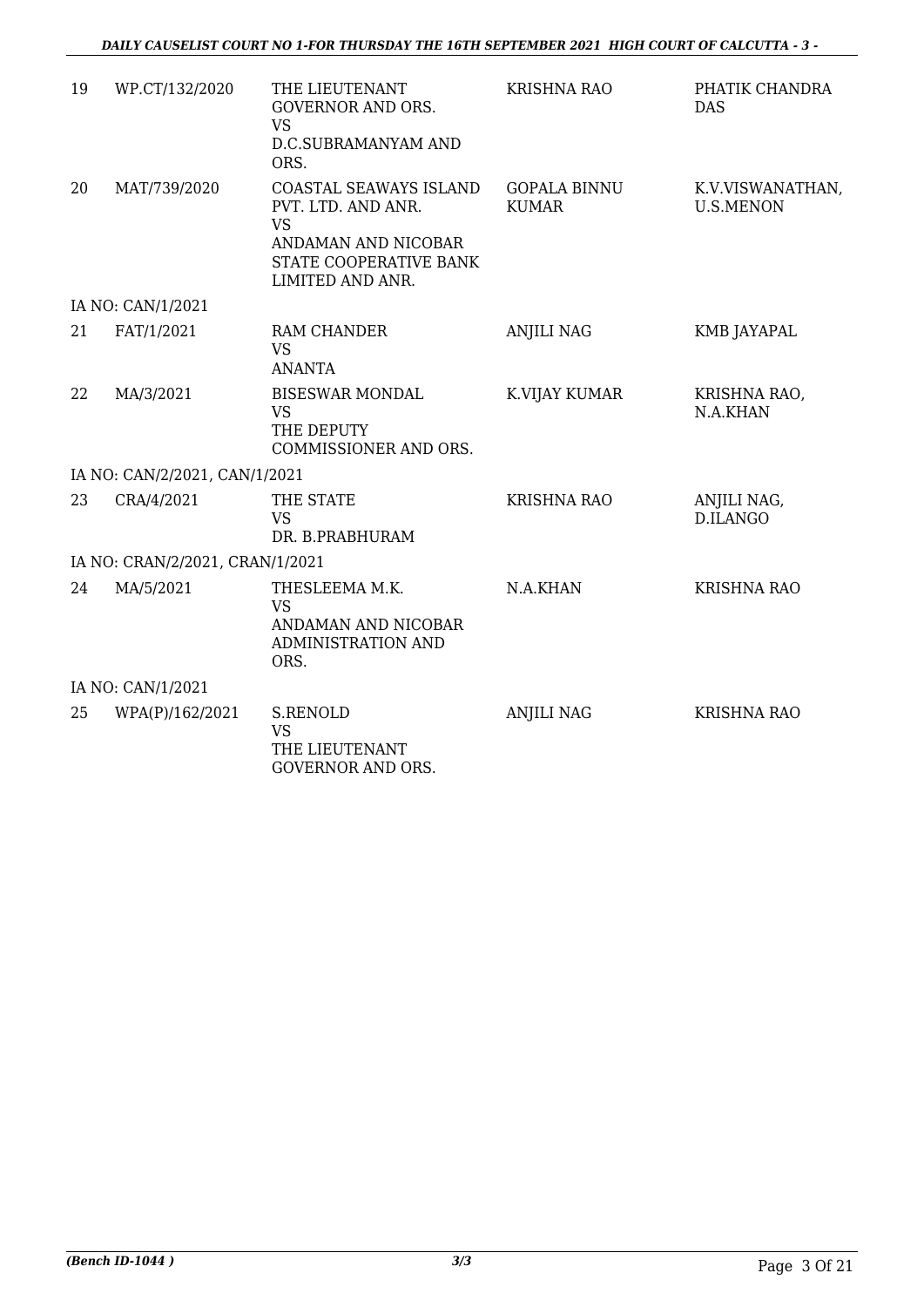| 19 | WP.CT/132/2020 | THE LIEUTENANT GOVERNOR AND ORS. VS D.C.SUBRAMANYAM AND ORS. | KRISHNA RAO | PHATIK CHANDRA DAS |
|---|---|---|---|---|
| 20 | MAT/739/2020 | COASTAL SEAWAYS ISLAND PVT. LTD. AND ANR. VS ANDAMAN AND NICOBAR STATE COOPERATIVE BANK LIMITED AND ANR. | GOPALA BINNU KUMAR | K.V.VISWANATHAN, U.S.MENON |
| | IA NO: CAN/1/2021 | | | |
| 21 | FAT/1/2021 | RAM CHANDER VS ANANTA | ANJILI NAG | KMB JAYAPAL |
| 22 | MA/3/2021 | BISESWAR MONDAL VS THE DEPUTY COMMISSIONER AND ORS. | K.VIJAY KUMAR | KRISHNA RAO, N.A.KHAN |
| | IA NO: CAN/2/2021, CAN/1/2021 | | | |
| 23 | CRA/4/2021 | THE STATE VS DR. B.PRABHURAM | KRISHNA RAO | ANJILI NAG, D.ILANGO |
| | IA NO: CRAN/2/2021, CRAN/1/2021 | | | |
| 24 | MA/5/2021 | THESLEEMA M.K. VS ANDAMAN AND NICOBAR ADMINISTRATION AND ORS. | N.A.KHAN | KRISHNA RAO |
| | IA NO: CAN/1/2021 | | | |
| 25 | WPA(P)/162/2021 | S.RENOLD VS THE LIEUTENANT GOVERNOR AND ORS. | ANJILI NAG | KRISHNA RAO |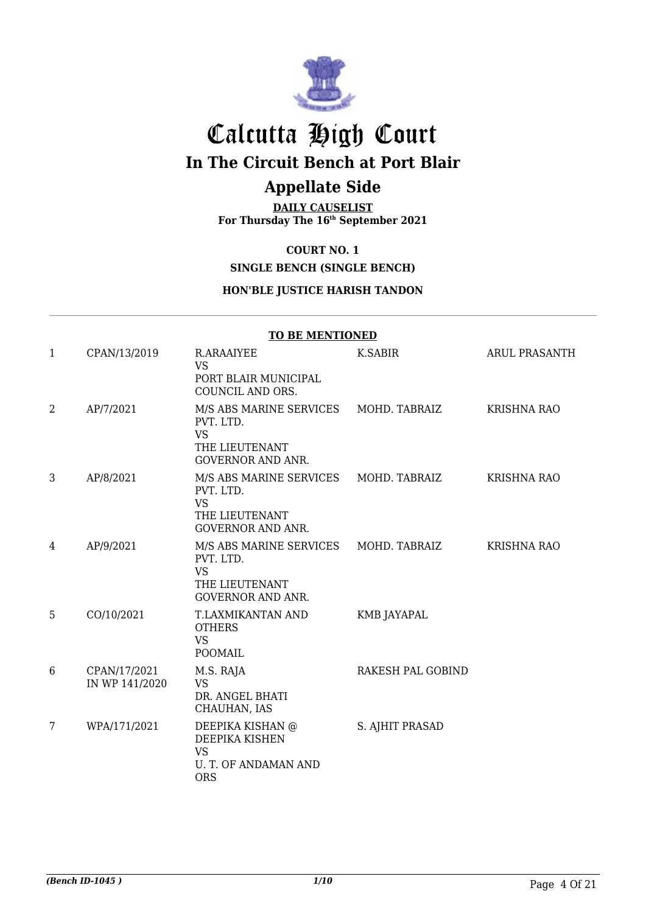# Calcutta High Court

## In The Circuit Bench at Port Blair

## Appellate Side

**DAILY CAUSELIST**
**For Thursday The 16th September 2021**

**COURT NO. 1**

**SINGLE BENCH (SINGLE BENCH)**

**HON'BLE JUSTICE HARISH TANDON**

**TO BE MENTIONED**

| | | | | |
|---|---|---|---|---|
| 1 | CPAN/13/2019 | R.ARAAIYEE<br>VS<br>PORT BLAIR MUNICIPAL COUNCIL AND ORS. | K.SABIR | ARUL PRASANTH |
| 2 | AP/7/2021 | M/S ABS MARINE SERVICES PVT. LTD.<br>VS<br>THE LIEUTENANT GOVERNOR AND ANR. | MOHD. TABRAIZ | KRISHNA RAO |
| 3 | AP/8/2021 | M/S ABS MARINE SERVICES PVT. LTD.<br>VS<br>THE LIEUTENANT GOVERNOR AND ANR. | MOHD. TABRAIZ | KRISHNA RAO |
| 4 | AP/9/2021 | M/S ABS MARINE SERVICES PVT. LTD.<br>VS<br>THE LIEUTENANT GOVERNOR AND ANR. | MOHD. TABRAIZ | KRISHNA RAO |
| 5 | CO/10/2021 | T.LAXMIKANTAN AND OTHERS<br>VS<br>POOMAIL | KMB JAYAPAL | |
| 6 | CPAN/17/2021 IN WP 141/2020 | M.S. RAJA<br>VS<br>DR. ANGEL BHATI CHAUHAN, IAS | RAKESH PAL GOBIND | |
| 7 | WPA/171/2021 | DEEPIKA KISHAN @ DEEPIKA KISHEN<br>VS<br>U. T. OF ANDAMAN AND ORS | S. AJHIT PRASAD | |

*(Bench ID-1045 )* 1/10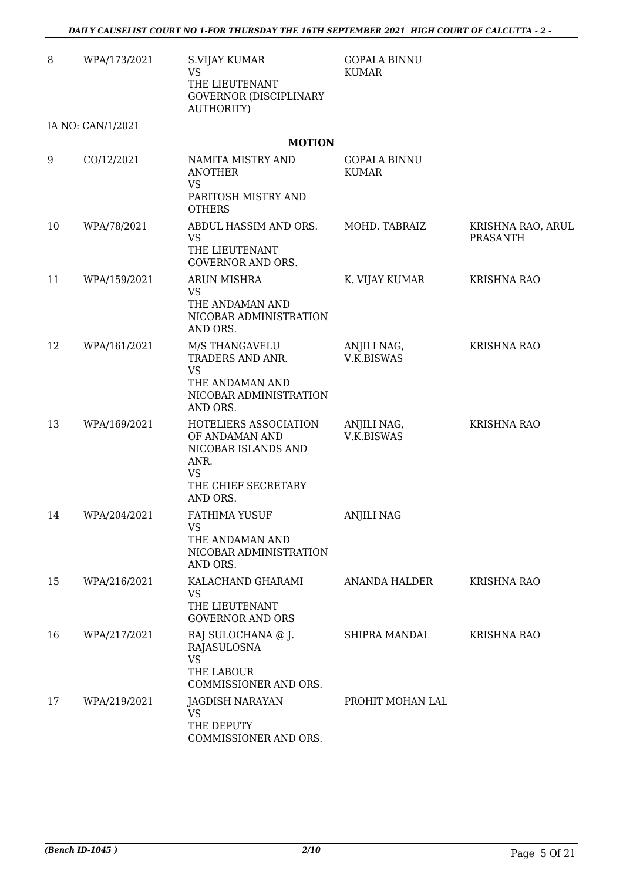| 8 | WPA/173/2021 | S.VIJAY KUMAR<br>VS<br>THE LIEUTENANT GOVERNOR (DISCIPLINARY AUTHORITY) | GOPALA BINNU KUMAR | |
|---|---|---|---|---|
| | IA NO: CAN/1/2021 | | | |

**MOTION**

| | | | | |
|---|---|---|---|---|
| 9 | CO/12/2021 | NAMITA MISTRY AND ANOTHER<br>VS<br>PARITOSH MISTRY AND OTHERS | GOPALA BINNU KUMAR | |
| 10 | WPA/78/2021 | ABDUL HASSIM AND ORS.<br>VS<br>THE LIEUTENANT GOVERNOR AND ORS. | MOHD. TABRAIZ | KRISHNA RAO, ARUL PRASANTH |
| 11 | WPA/159/2021 | ARUN MISHRA<br>VS<br>THE ANDAMAN AND NICOBAR ADMINISTRATION AND ORS. | K. VIJAY KUMAR | KRISHNA RAO |
| 12 | WPA/161/2021 | M/S THANGAVELU TRADERS AND ANR.<br>VS<br>THE ANDAMAN AND NICOBAR ADMINISTRATION AND ORS. | ANJILI NAG, V.K.BISWAS | KRISHNA RAO |
| 13 | WPA/169/2021 | HOTELIERS ASSOCIATION OF ANDAMAN AND NICOBAR ISLANDS AND ANR.<br>VS<br>THE CHIEF SECRETARY AND ORS. | ANJILI NAG, V.K.BISWAS | KRISHNA RAO |
| 14 | WPA/204/2021 | FATHIMA YUSUF<br>VS<br>THE ANDAMAN AND NICOBAR ADMINISTRATION AND ORS. | ANJILI NAG | |
| 15 | WPA/216/2021 | KALACHAND GHARAMI<br>VS<br>THE LIEUTENANT GOVERNOR AND ORS | ANANDA HALDER | KRISHNA RAO |
| 16 | WPA/217/2021 | RAJ SULOCHANA @ J. RAJASULOSNA<br>VS<br>THE LABOUR COMMISSIONER AND ORS. | SHIPRA MANDAL | KRISHNA RAO |
| 17 | WPA/219/2021 | JAGDISH NARAYAN<br>VS<br>THE DEPUTY COMMISSIONER AND ORS. | PROHIT MOHAN LAL | |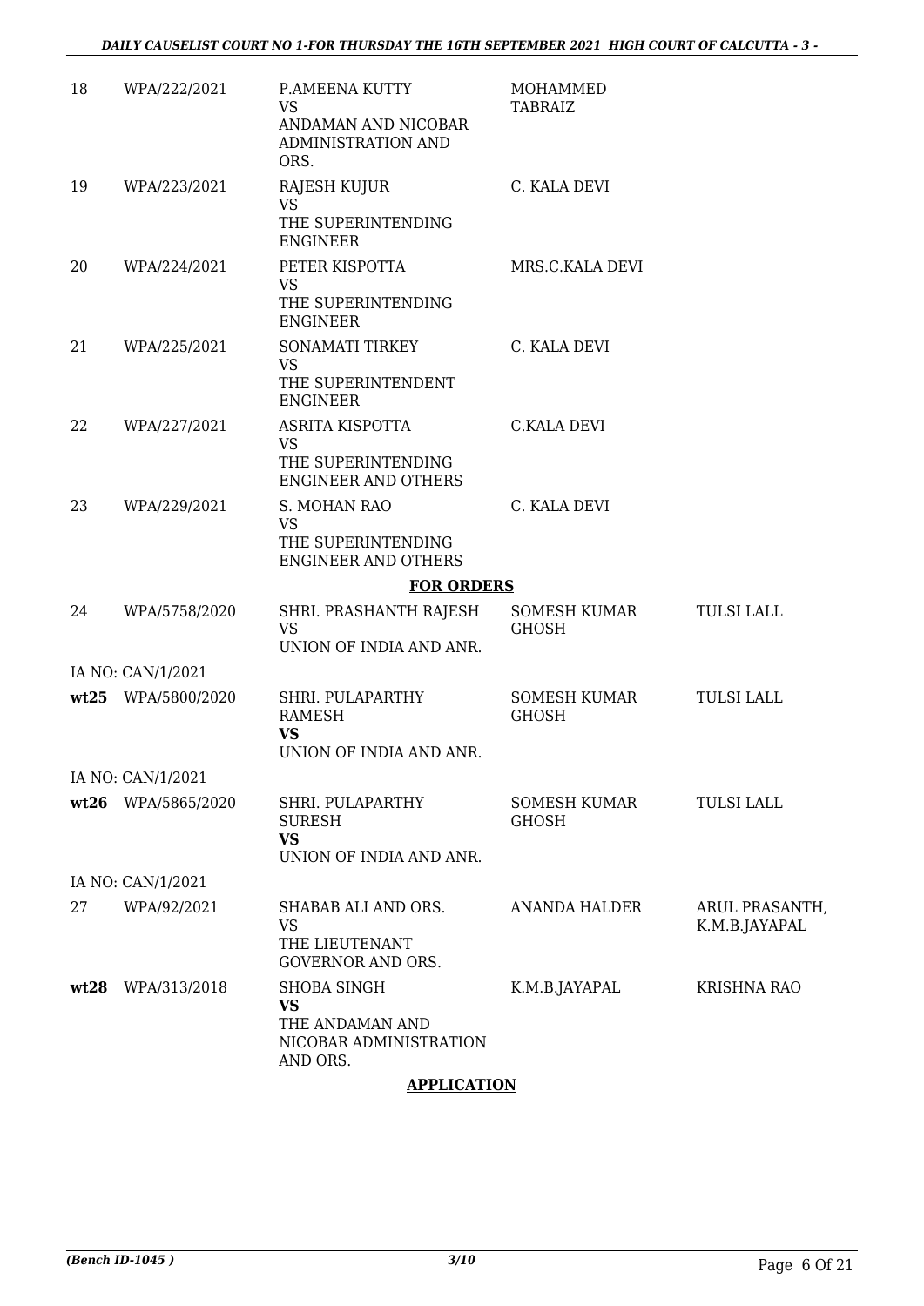| | | | | |
|---|---|---|---|---|
| 18 | WPA/222/2021 | P.AMEENA KUTTY<br>VS<br>ANDAMAN AND NICOBAR ADMINISTRATION AND ORS. | MOHAMMED TABRAIZ | |
| 19 | WPA/223/2021 | RAJESH KUJUR<br>VS<br>THE SUPERINTENDING ENGINEER | C. KALA DEVI | |
| 20 | WPA/224/2021 | PETER KISPOTTA<br>VS<br>THE SUPERINTENDING ENGINEER | MRS.C.KALA DEVI | |
| 21 | WPA/225/2021 | SONAMATI TIRKEY<br>VS<br>THE SUPERINTENDENT ENGINEER | C. KALA DEVI | |
| 22 | WPA/227/2021 | ASRITA KISPOTTA<br>VS<br>THE SUPERINTENDING ENGINEER AND OTHERS | C.KALA DEVI | |
| 23 | WPA/229/2021 | S. MOHAN RAO<br>VS<br>THE SUPERINTENDING ENGINEER AND OTHERS | C. KALA DEVI | |

**FOR ORDERS**

| | | | | |
|---|---|---|---|---|
| 24 | WPA/5758/2020 | SHRI. PRASHANTH RAJESH<br>VS<br>UNION OF INDIA AND ANR. | SOMESH KUMAR GHOSH | TULSI LALL |
| | IA NO: CAN/1/2021 | | | |
| **wt25** | WPA/5800/2020 | SHRI. PULAPARTHY RAMESH<br>**VS**<br>UNION OF INDIA AND ANR. | SOMESH KUMAR GHOSH | TULSI LALL |
| | IA NO: CAN/1/2021 | | | |
| **wt26** | WPA/5865/2020 | SHRI. PULAPARTHY SURESH<br>**VS**<br>UNION OF INDIA AND ANR. | SOMESH KUMAR GHOSH | TULSI LALL |
| | IA NO: CAN/1/2021 | | | |
| 27 | WPA/92/2021 | SHABAB ALI AND ORS.<br>VS<br>THE LIEUTENANT GOVERNOR AND ORS. | ANANDA HALDER | ARUL PRASANTH, K.M.B.JAYAPAL |
| **wt28** | WPA/313/2018 | SHOBA SINGH<br>**VS**<br>THE ANDAMAN AND NICOBAR ADMINISTRATION AND ORS. | K.M.B.JAYAPAL | KRISHNA RAO |

**APPLICATION**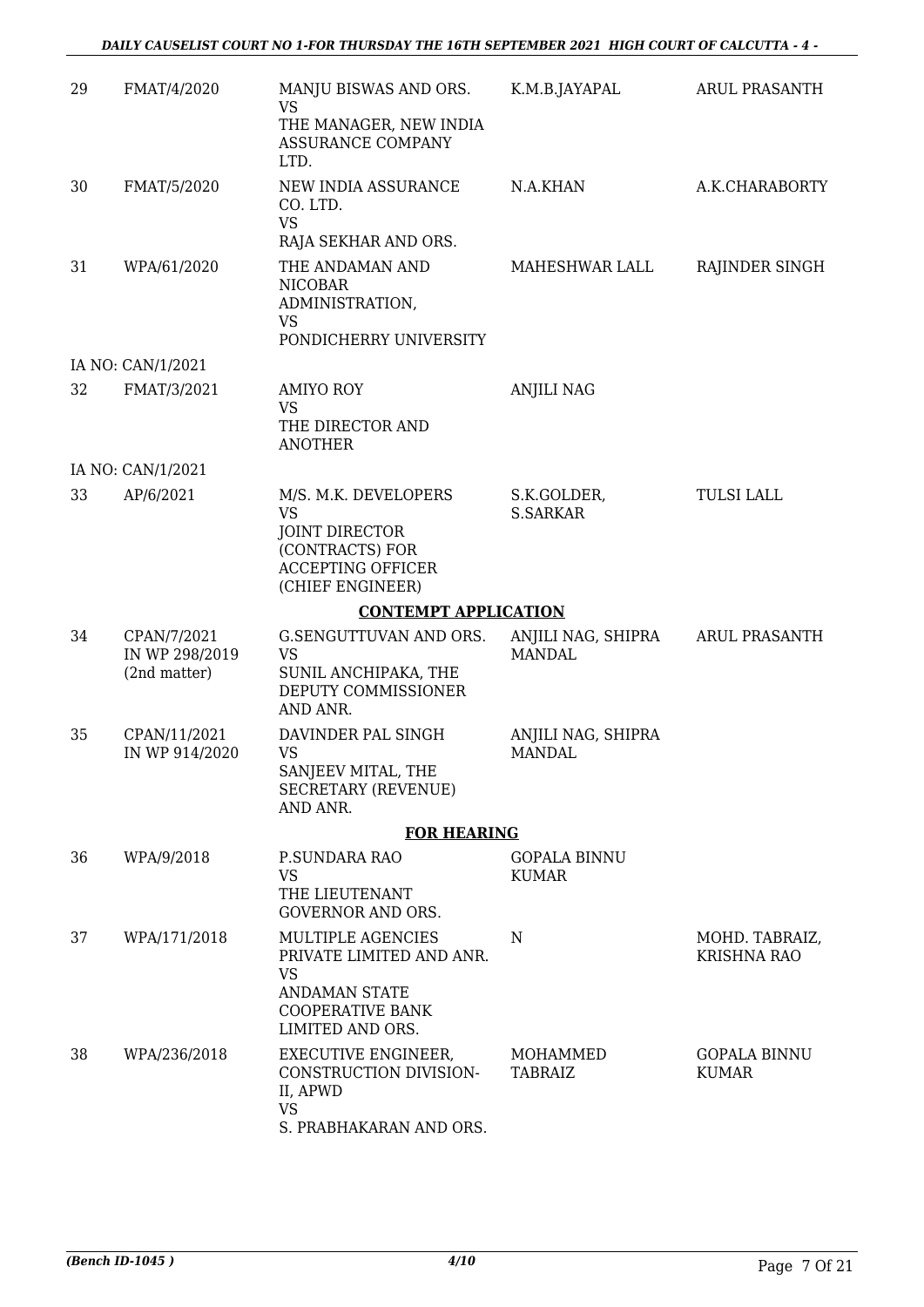| | | | | |
|---|---|---|---|---|
| 29 | FMAT/4/2020 | MANJU BISWAS AND ORS.<br>VS<br>THE MANAGER, NEW INDIA ASSURANCE COMPANY LTD. | K.M.B.JAYAPAL | ARUL PRASANTH |
| 30 | FMAT/5/2020 | NEW INDIA ASSURANCE CO. LTD.<br>VS<br>RAJA SEKHAR AND ORS. | N.A.KHAN | A.K.CHARABORTY |
| 31 | WPA/61/2020 | THE ANDAMAN AND NICOBAR ADMINISTRATION,<br>VS<br>PONDICHERRY UNIVERSITY | MAHESHWAR LALL | RAJINDER SINGH |
| | IA NO: CAN/1/2021 | | | |
| 32 | FMAT/3/2021 | AMIYO ROY<br>VS<br>THE DIRECTOR AND ANOTHER | ANJILI NAG | |
| | IA NO: CAN/1/2021 | | | |
| 33 | AP/6/2021 | M/S. M.K. DEVELOPERS<br>VS<br>JOINT DIRECTOR (CONTRACTS) FOR ACCEPTING OFFICER (CHIEF ENGINEER) | S.K.GOLDER, S.SARKAR | TULSI LALL |

**CONTEMPT APPLICATION**

| | | | | |
|---|---|---|---|---|
| 34 | CPAN/7/2021 IN WP 298/2019 (2nd matter) | G.SENGUTTUVAN AND ORS.<br>VS<br>SUNIL ANCHIPAKA, THE DEPUTY COMMISSIONER AND ANR. | ANJILI NAG, SHIPRA MANDAL | ARUL PRASANTH |
| 35 | CPAN/11/2021 IN WP 914/2020 | DAVINDER PAL SINGH<br>VS<br>SANJEEV MITAL, THE SECRETARY (REVENUE) AND ANR. | ANJILI NAG, SHIPRA MANDAL | |

**FOR HEARING**

| | | | | |
|---|---|---|---|---|
| 36 | WPA/9/2018 | P.SUNDARA RAO<br>VS<br>THE LIEUTENANT GOVERNOR AND ORS. | GOPALA BINNU KUMAR | |
| 37 | WPA/171/2018 | MULTIPLE AGENCIES PRIVATE LIMITED AND ANR.<br>VS<br>ANDAMAN STATE COOPERATIVE BANK LIMITED AND ORS. | N | MOHD. TABRAIZ, KRISHNA RAO |
| 38 | WPA/236/2018 | EXECUTIVE ENGINEER, CONSTRUCTION DIVISION-II, APWD<br>VS<br>S. PRABHAKARAN AND ORS. | MOHAMMED TABRAIZ | GOPALA BINNU KUMAR |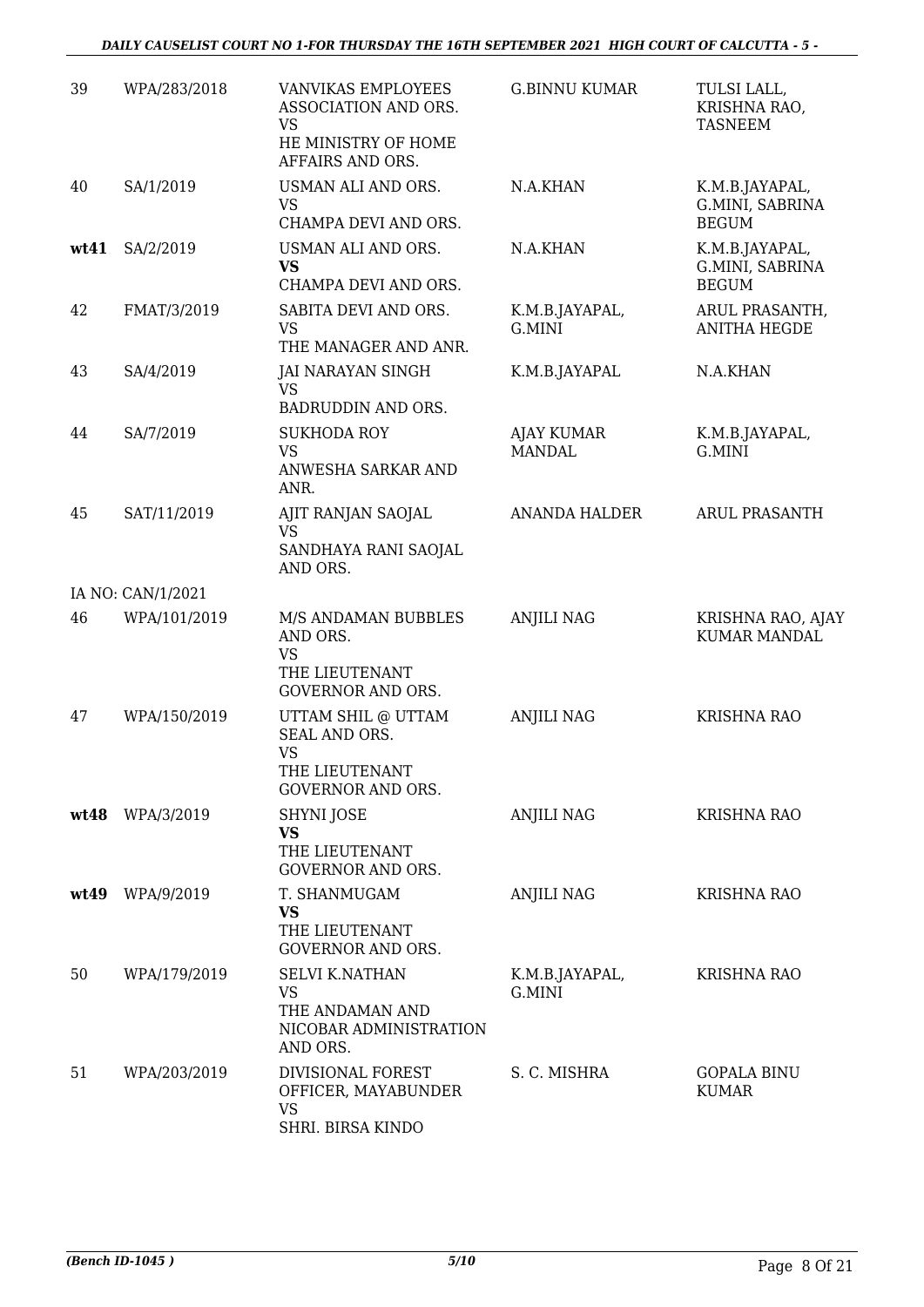| 39 | WPA/283/2018 | VANVIKAS EMPLOYEES ASSOCIATION AND ORS.<br>VS<br>HE MINISTRY OF HOME AFFAIRS AND ORS. | G.BINNU KUMAR | TULSI LALL, KRISHNA RAO, TASNEEM |
|---|---|---|---|---|
| 40 | SA/1/2019 | USMAN ALI AND ORS.<br>VS<br>CHAMPA DEVI AND ORS. | N.A.KHAN | K.M.B.JAYAPAL, G.MINI, SABRINA BEGUM |
| **wt41** | SA/2/2019 | USMAN ALI AND ORS.<br>**VS**<br>CHAMPA DEVI AND ORS. | N.A.KHAN | K.M.B.JAYAPAL, G.MINI, SABRINA BEGUM |
| 42 | FMAT/3/2019 | SABITA DEVI AND ORS.<br>VS<br>THE MANAGER AND ANR. | K.M.B.JAYAPAL, G.MINI | ARUL PRASANTH, ANITHA HEGDE |
| 43 | SA/4/2019 | JAI NARAYAN SINGH<br>VS<br>BADRUDDIN AND ORS. | K.M.B.JAYAPAL | N.A.KHAN |
| 44 | SA/7/2019 | SUKHODA ROY<br>VS<br>ANWESHA SARKAR AND ANR. | AJAY KUMAR MANDAL | K.M.B.JAYAPAL, G.MINI |
| 45 | SAT/11/2019 | AJIT RANJAN SAOJAL<br>VS<br>SANDHAYA RANI SAOJAL AND ORS. | ANANDA HALDER | ARUL PRASANTH |
| IA NO: CAN/1/2021 | | | | |
| 46 | WPA/101/2019 | M/S ANDAMAN BUBBLES AND ORS.<br>VS<br>THE LIEUTENANT GOVERNOR AND ORS. | ANJILI NAG | KRISHNA RAO, AJAY KUMAR MANDAL |
| 47 | WPA/150/2019 | UTTAM SHIL @ UTTAM SEAL AND ORS.<br>VS<br>THE LIEUTENANT GOVERNOR AND ORS. | ANJILI NAG | KRISHNA RAO |
| **wt48** | WPA/3/2019 | SHYNI JOSE<br>**VS**<br>THE LIEUTENANT GOVERNOR AND ORS. | ANJILI NAG | KRISHNA RAO |
| **wt49** | WPA/9/2019 | T. SHANMUGAM<br>**VS**<br>THE LIEUTENANT GOVERNOR AND ORS. | ANJILI NAG | KRISHNA RAO |
| 50 | WPA/179/2019 | SELVI K.NATHAN<br>VS<br>THE ANDAMAN AND NICOBAR ADMINISTRATION AND ORS. | K.M.B.JAYAPAL, G.MINI | KRISHNA RAO |
| 51 | WPA/203/2019 | DIVISIONAL FOREST OFFICER, MAYABUNDER<br>VS<br>SHRI. BIRSA KINDO | S. C. MISHRA | GOPALA BINU KUMAR |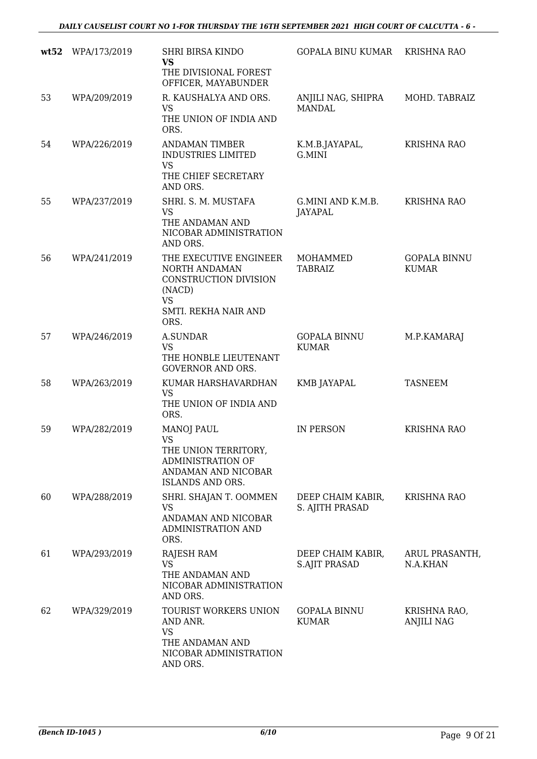| | | | | |
|---|---|---|---|---|
| **wt52** | WPA/173/2019 | SHRI BIRSA KINDO **VS** THE DIVISIONAL FOREST OFFICER, MAYABUNDER | GOPALA BINU KUMAR | KRISHNA RAO |
| 53 | WPA/209/2019 | R. KAUSHALYA AND ORS. VS THE UNION OF INDIA AND ORS. | ANJILI NAG, SHIPRA MANDAL | MOHD. TABRAIZ |
| 54 | WPA/226/2019 | ANDAMAN TIMBER INDUSTRIES LIMITED VS THE CHIEF SECRETARY AND ORS. | K.M.B.JAYAPAL, G.MINI | KRISHNA RAO |
| 55 | WPA/237/2019 | SHRI. S. M. MUSTAFA VS THE ANDAMAN AND NICOBAR ADMINISTRATION AND ORS. | G.MINI AND K.M.B. JAYAPAL | KRISHNA RAO |
| 56 | WPA/241/2019 | THE EXECUTIVE ENGINEER NORTH ANDAMAN CONSTRUCTION DIVISION (NACD) VS SMTI. REKHA NAIR AND ORS. | MOHAMMED TABRAIZ | GOPALA BINNU KUMAR |
| 57 | WPA/246/2019 | A.SUNDAR VS THE HONBLE LIEUTENANT GOVERNOR AND ORS. | GOPALA BINNU KUMAR | M.P.KAMARAJ |
| 58 | WPA/263/2019 | KUMAR HARSHAVARDHAN VS THE UNION OF INDIA AND ORS. | KMB JAYAPAL | TASNEEM |
| 59 | WPA/282/2019 | MANOJ PAUL VS THE UNION TERRITORY, ADMINISTRATION OF ANDAMAN AND NICOBAR ISLANDS AND ORS. | IN PERSON | KRISHNA RAO |
| 60 | WPA/288/2019 | SHRI. SHAJAN T. OOMMEN VS ANDAMAN AND NICOBAR ADMINISTRATION AND ORS. | DEEP CHAIM KABIR, S. AJITH PRASAD | KRISHNA RAO |
| 61 | WPA/293/2019 | RAJESH RAM VS THE ANDAMAN AND NICOBAR ADMINISTRATION AND ORS. | DEEP CHAIM KABIR, S.AJIT PRASAD | ARUL PRASANTH, N.A.KHAN |
| 62 | WPA/329/2019 | TOURIST WORKERS UNION AND ANR. VS THE ANDAMAN AND NICOBAR ADMINISTRATION AND ORS. | GOPALA BINNU KUMAR | KRISHNA RAO, ANJILI NAG |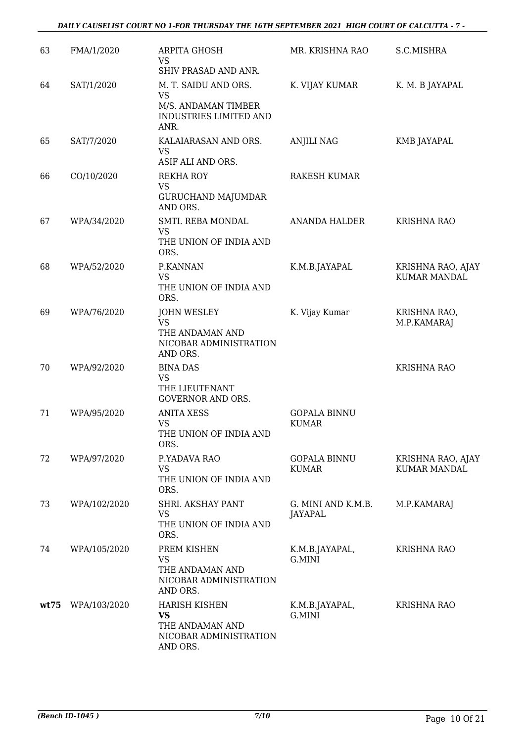| 63 | FMA/1/2020 | ARPITA GHOSH<br>VS<br>SHIV PRASAD AND ANR. | MR. KRISHNA RAO | S.C.MISHRA |
|---|---|---|---|---|
| 64 | SAT/1/2020 | M. T. SAIDU AND ORS.<br>VS<br>M/S. ANDAMAN TIMBER INDUSTRIES LIMITED AND ANR. | K. VIJAY KUMAR | K. M. B JAYAPAL |
| 65 | SAT/7/2020 | KALAIARASAN AND ORS.<br>VS<br>ASIF ALI AND ORS. | ANJILI NAG | KMB JAYAPAL |
| 66 | CO/10/2020 | REKHA ROY<br>VS<br>GURUCHAND MAJUMDAR AND ORS. | RAKESH KUMAR | |
| 67 | WPA/34/2020 | SMTI. REBA MONDAL<br>VS<br>THE UNION OF INDIA AND ORS. | ANANDA HALDER | KRISHNA RAO |
| 68 | WPA/52/2020 | P.KANNAN<br>VS<br>THE UNION OF INDIA AND ORS. | K.M.B.JAYAPAL | KRISHNA RAO, AJAY KUMAR MANDAL |
| 69 | WPA/76/2020 | JOHN WESLEY<br>VS<br>THE ANDAMAN AND NICOBAR ADMINISTRATION AND ORS. | K. Vijay Kumar | KRISHNA RAO, M.P.KAMARAJ |
| 70 | WPA/92/2020 | BINA DAS<br>VS<br>THE LIEUTENANT GOVERNOR AND ORS. | | KRISHNA RAO |
| 71 | WPA/95/2020 | ANITA XESS<br>VS<br>THE UNION OF INDIA AND ORS. | GOPALA BINNU KUMAR | |
| 72 | WPA/97/2020 | P.YADAVA RAO<br>VS<br>THE UNION OF INDIA AND ORS. | GOPALA BINNU KUMAR | KRISHNA RAO, AJAY KUMAR MANDAL |
| 73 | WPA/102/2020 | SHRI. AKSHAY PANT<br>VS<br>THE UNION OF INDIA AND ORS. | G. MINI AND K.M.B. JAYAPAL | M.P.KAMARAJ |
| 74 | WPA/105/2020 | PREM KISHEN<br>VS<br>THE ANDAMAN AND NICOBAR ADMINISTRATION AND ORS. | K.M.B.JAYAPAL, G.MINI | KRISHNA RAO |
| **wt75** | WPA/103/2020 | HARISH KISHEN<br>**VS**<br>THE ANDAMAN AND NICOBAR ADMINISTRATION AND ORS. | K.M.B.JAYAPAL, G.MINI | KRISHNA RAO |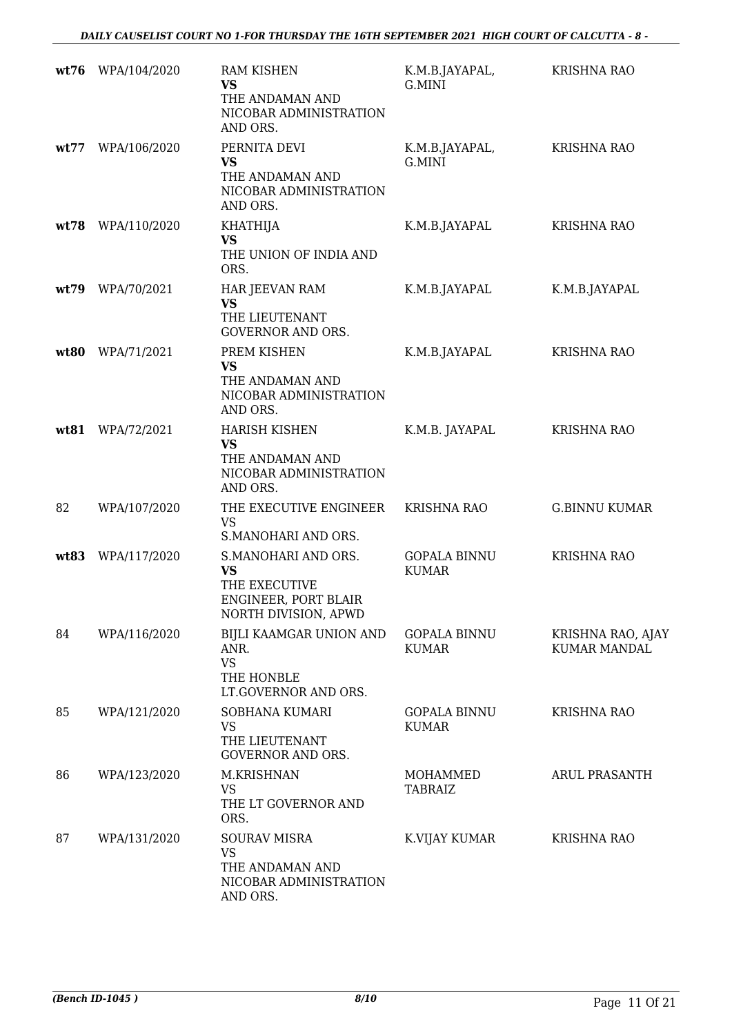| | | | | |
|---|---|---|---|---|
| **wt76** | WPA/104/2020 | RAM KISHEN<br>**VS**<br>THE ANDAMAN AND NICOBAR ADMINISTRATION AND ORS. | K.M.B.JAYAPAL, G.MINI | KRISHNA RAO |
| **wt77** | WPA/106/2020 | PERNITA DEVI<br>**VS**<br>THE ANDAMAN AND NICOBAR ADMINISTRATION AND ORS. | K.M.B.JAYAPAL, G.MINI | KRISHNA RAO |
| **wt78** | WPA/110/2020 | KHATHIJA<br>**VS**<br>THE UNION OF INDIA AND ORS. | K.M.B.JAYAPAL | KRISHNA RAO |
| **wt79** | WPA/70/2021 | HAR JEEVAN RAM<br>**VS**<br>THE LIEUTENANT GOVERNOR AND ORS. | K.M.B.JAYAPAL | K.M.B.JAYAPAL |
| **wt80** | WPA/71/2021 | PREM KISHEN<br>**VS**<br>THE ANDAMAN AND NICOBAR ADMINISTRATION AND ORS. | K.M.B.JAYAPAL | KRISHNA RAO |
| **wt81** | WPA/72/2021 | HARISH KISHEN<br>**VS**<br>THE ANDAMAN AND NICOBAR ADMINISTRATION AND ORS. | K.M.B. JAYAPAL | KRISHNA RAO |
| 82 | WPA/107/2020 | THE EXECUTIVE ENGINEER<br>VS<br>S.MANOHARI AND ORS. | KRISHNA RAO | G.BINNU KUMAR |
| **wt83** | WPA/117/2020 | S.MANOHARI AND ORS.<br>**VS**<br>THE EXECUTIVE ENGINEER, PORT BLAIR NORTH DIVISION, APWD | GOPALA BINNU KUMAR | KRISHNA RAO |
| 84 | WPA/116/2020 | BIJLI KAAMGAR UNION AND ANR.<br>VS<br>THE HONBLE LT.GOVERNOR AND ORS. | GOPALA BINNU KUMAR | KRISHNA RAO, AJAY KUMAR MANDAL |
| 85 | WPA/121/2020 | SOBHANA KUMARI<br>VS<br>THE LIEUTENANT GOVERNOR AND ORS. | GOPALA BINNU KUMAR | KRISHNA RAO |
| 86 | WPA/123/2020 | M.KRISHNAN<br>VS<br>THE LT GOVERNOR AND ORS. | MOHAMMED TABRAIZ | ARUL PRASANTH |
| 87 | WPA/131/2020 | SOURAV MISRA<br>VS<br>THE ANDAMAN AND NICOBAR ADMINISTRATION AND ORS. | K.VIJAY KUMAR | KRISHNA RAO |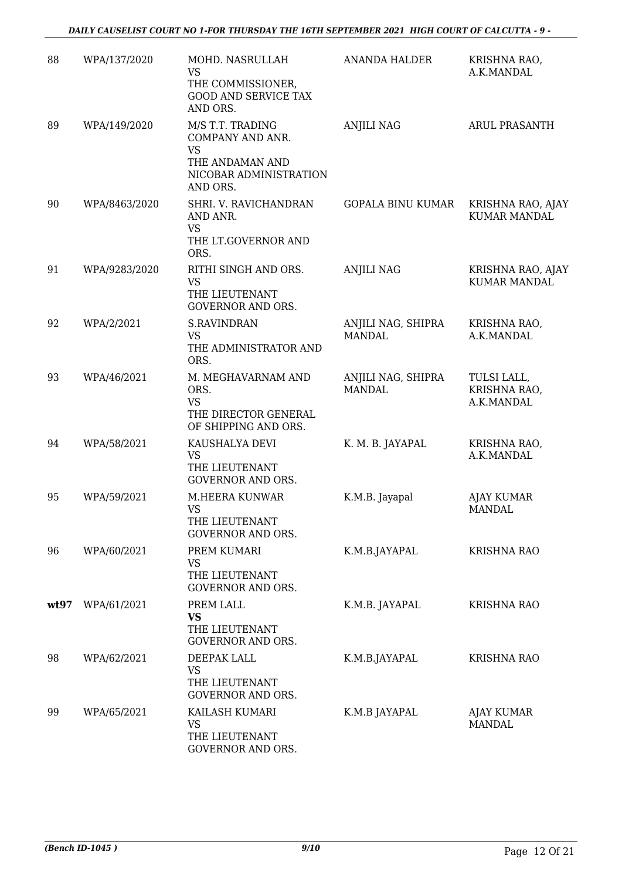| | | | | |
|---|---|---|---|---|
| 88 | WPA/137/2020 | MOHD. NASRULLAH<br>VS<br>THE COMMISSIONER, GOOD AND SERVICE TAX AND ORS. | ANANDA HALDER | KRISHNA RAO, A.K.MANDAL |
| 89 | WPA/149/2020 | M/S T.T. TRADING COMPANY AND ANR.<br>VS<br>THE ANDAMAN AND NICOBAR ADMINISTRATION AND ORS. | ANJILI NAG | ARUL PRASANTH |
| 90 | WPA/8463/2020 | SHRI. V. RAVICHANDRAN AND ANR.<br>VS<br>THE LT.GOVERNOR AND ORS. | GOPALA BINU KUMAR | KRISHNA RAO, AJAY KUMAR MANDAL |
| 91 | WPA/9283/2020 | RITHI SINGH AND ORS.<br>VS<br>THE LIEUTENANT GOVERNOR AND ORS. | ANJILI NAG | KRISHNA RAO, AJAY KUMAR MANDAL |
| 92 | WPA/2/2021 | S.RAVINDRAN<br>VS<br>THE ADMINISTRATOR AND ORS. | ANJILI NAG, SHIPRA MANDAL | KRISHNA RAO, A.K.MANDAL |
| 93 | WPA/46/2021 | M. MEGHAVARNAM AND ORS.<br>VS<br>THE DIRECTOR GENERAL OF SHIPPING AND ORS. | ANJILI NAG, SHIPRA MANDAL | TULSI LALL, KRISHNA RAO, A.K.MANDAL |
| 94 | WPA/58/2021 | KAUSHALYA DEVI<br>VS<br>THE LIEUTENANT GOVERNOR AND ORS. | K. M. B. JAYAPAL | KRISHNA RAO, A.K.MANDAL |
| 95 | WPA/59/2021 | M.HEERA KUNWAR<br>VS<br>THE LIEUTENANT GOVERNOR AND ORS. | K.M.B. Jayapal | AJAY KUMAR MANDAL |
| 96 | WPA/60/2021 | PREM KUMARI<br>VS<br>THE LIEUTENANT GOVERNOR AND ORS. | K.M.B.JAYAPAL | KRISHNA RAO |
| **wt97** | WPA/61/2021 | PREM LALL<br>**VS**<br>THE LIEUTENANT GOVERNOR AND ORS. | K.M.B. JAYAPAL | KRISHNA RAO |
| 98 | WPA/62/2021 | DEEPAK LALL<br>VS<br>THE LIEUTENANT GOVERNOR AND ORS. | K.M.B.JAYAPAL | KRISHNA RAO |
| 99 | WPA/65/2021 | KAILASH KUMARI<br>VS<br>THE LIEUTENANT GOVERNOR AND ORS. | K.M.B JAYAPAL | AJAY KUMAR MANDAL |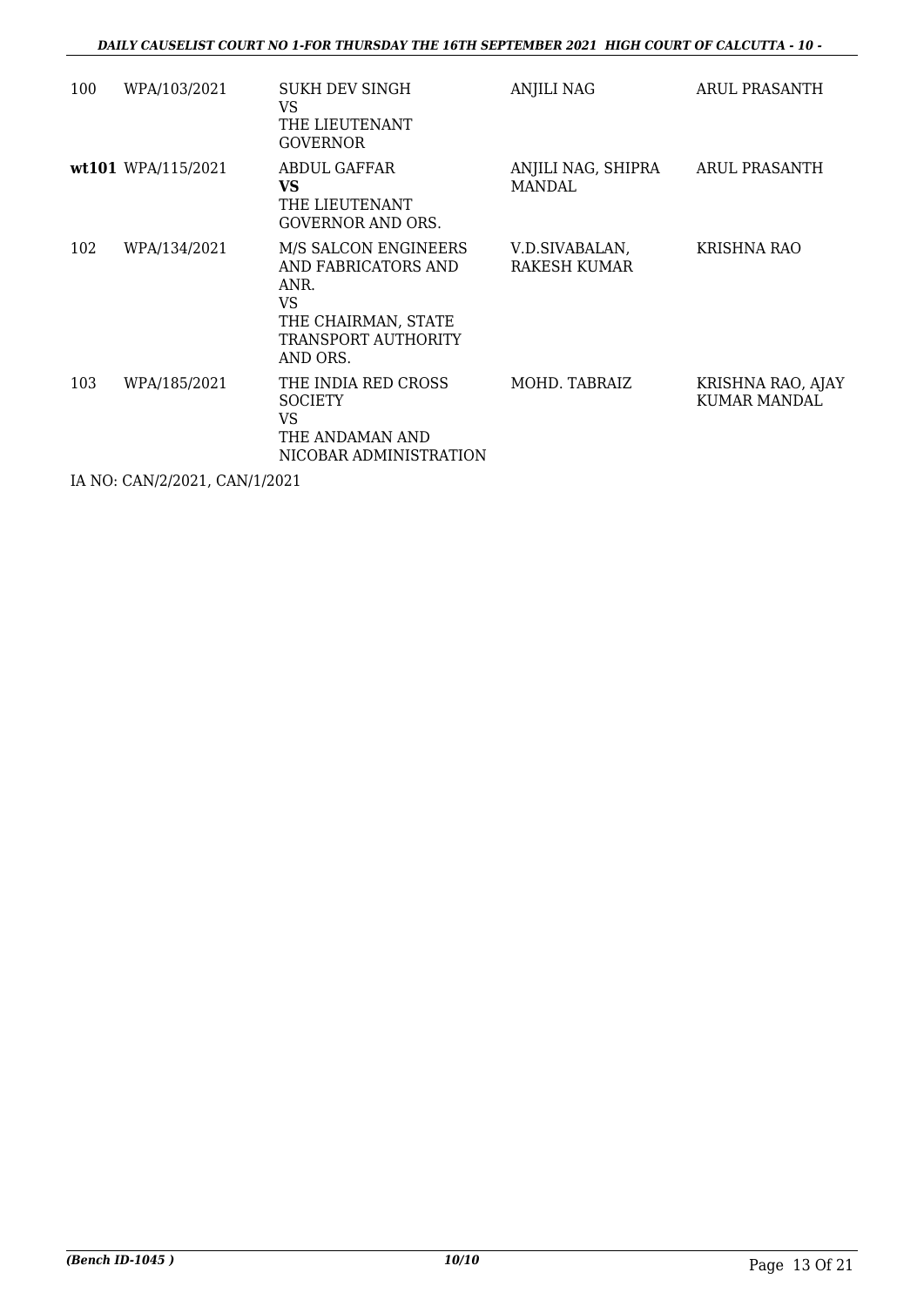| | | | | |
|---|---|---|---|---|
| 100 | WPA/103/2021 | SUKH DEV SINGH<br>VS<br>THE LIEUTENANT GOVERNOR | ANJILI NAG | ARUL PRASANTH |
| **wt101** | WPA/115/2021 | ABDUL GAFFAR<br>**VS**<br>THE LIEUTENANT GOVERNOR AND ORS. | ANJILI NAG, SHIPRA MANDAL | ARUL PRASANTH |
| 102 | WPA/134/2021 | M/S SALCON ENGINEERS AND FABRICATORS AND ANR.<br>VS<br>THE CHAIRMAN, STATE TRANSPORT AUTHORITY AND ORS. | V.D.SIVABALAN, RAKESH KUMAR | KRISHNA RAO |
| 103 | WPA/185/2021 | THE INDIA RED CROSS SOCIETY<br>VS<br>THE ANDAMAN AND NICOBAR ADMINISTRATION | MOHD. TABRAIZ | KRISHNA RAO, AJAY KUMAR MANDAL |

IA NO: CAN/2/2021, CAN/1/2021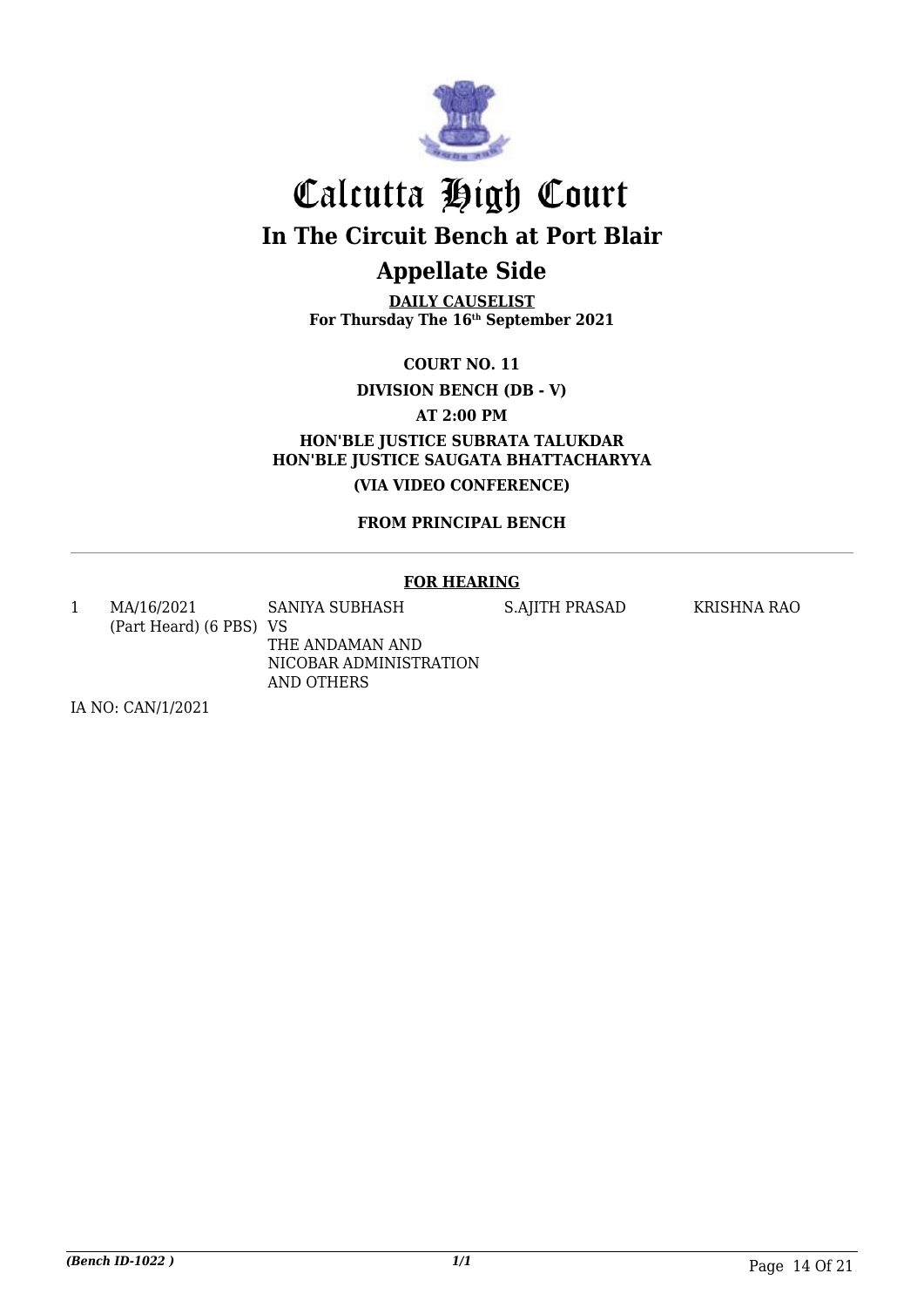# Calcutta High Court

## In The Circuit Bench at Port Blair

## Appellate Side

**DAILY CAUSELIST**
**For Thursday The 16th September 2021**

**COURT NO. 11**

**DIVISION BENCH (DB - V)**

**AT 2:00 PM**

**HON'BLE JUSTICE SUBRATA TALUKDAR**
**HON'BLE JUSTICE SAUGATA BHATTACHARYYA**

**(VIA VIDEO CONFERENCE)**

**FROM PRINCIPAL BENCH**

---

**FOR HEARING**

| | | | | |
|---|---|---|---|---|
| 1 | MA/16/2021 (Part Heard) (6 PBS) | SANIYA SUBHASH VS THE ANDAMAN AND NICOBAR ADMINISTRATION AND OTHERS | S.AJITH PRASAD | KRISHNA RAO |

IA NO: CAN/1/2021

*(Bench ID-1022 )*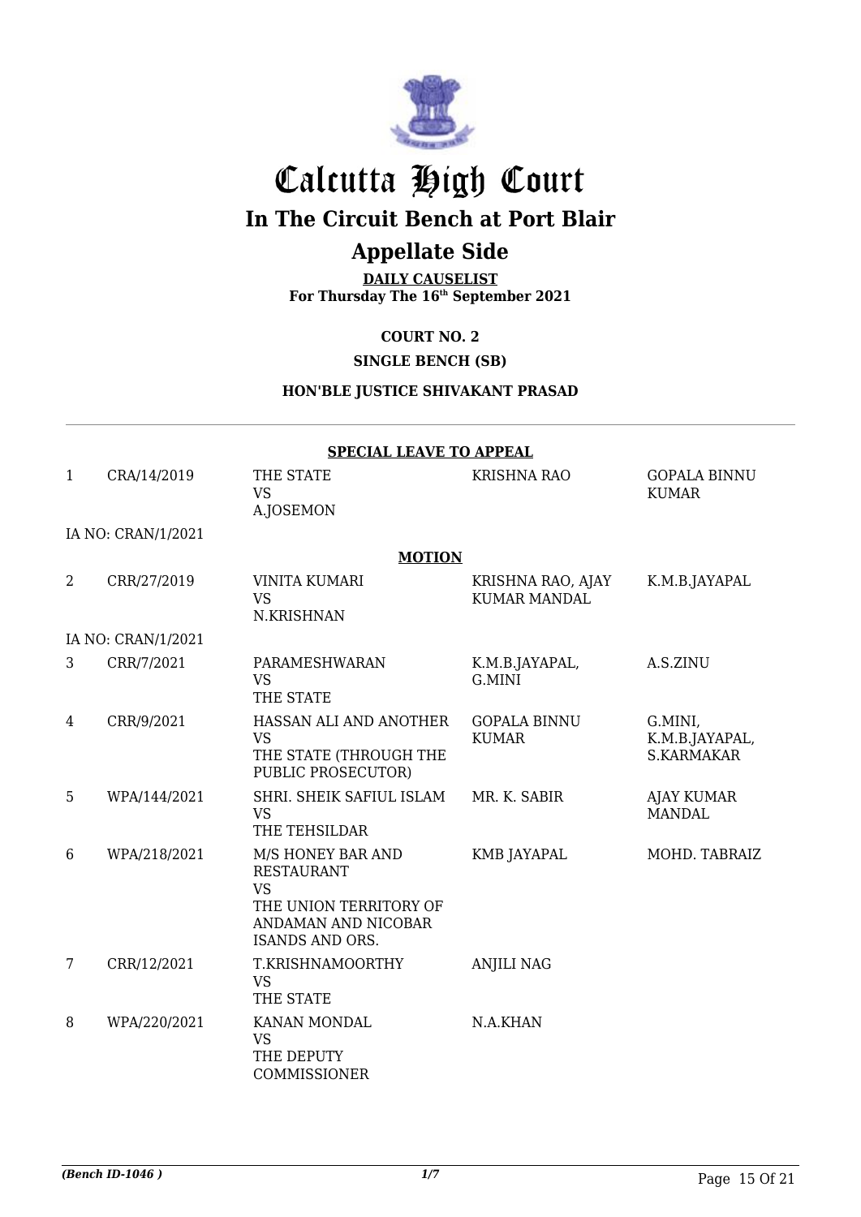# Calcutta High Court

## In The Circuit Bench at Port Blair

## Appellate Side

**DAILY CAUSELIST**
**For Thursday The 16th September 2021**

**COURT NO. 2**

**SINGLE BENCH (SB)**

**HON'BLE JUSTICE SHIVAKANT PRASAD**

**SPECIAL LEAVE TO APPEAL**

| | | | | |
|---|---|---|---|---|
| 1 | CRA/14/2019 | THE STATE VS A.JOSEMON | KRISHNA RAO | GOPALA BINNU KUMAR |
| | IA NO: CRAN/1/2021 | | | |

**MOTION**

| | | | | |
|---|---|---|---|---|
| 2 | CRR/27/2019 | VINITA KUMARI VS N.KRISHNAN | KRISHNA RAO, AJAY KUMAR MANDAL | K.M.B.JAYAPAL |
| | IA NO: CRAN/1/2021 | | | |
| 3 | CRR/7/2021 | PARAMESHWARAN VS THE STATE | K.M.B.JAYAPAL, G.MINI | A.S.ZINU |
| 4 | CRR/9/2021 | HASSAN ALI AND ANOTHER VS THE STATE (THROUGH THE PUBLIC PROSECUTOR) | GOPALA BINNU KUMAR | G.MINI, K.M.B.JAYAPAL, S.KARMAKAR |
| 5 | WPA/144/2021 | SHRI. SHEIK SAFIUL ISLAM VS THE TEHSILDAR | MR. K. SABIR | AJAY KUMAR MANDAL |
| 6 | WPA/218/2021 | M/S HONEY BAR AND RESTAURANT VS THE UNION TERRITORY OF ANDAMAN AND NICOBAR ISANDS AND ORS. | KMB JAYAPAL | MOHD. TABRAIZ |
| 7 | CRR/12/2021 | T.KRISHNAMOORTHY VS THE STATE | ANJILI NAG | |
| 8 | WPA/220/2021 | KANAN MONDAL VS THE DEPUTY COMMISSIONER | N.A.KHAN | |

*(Bench ID-1046 )* 1/7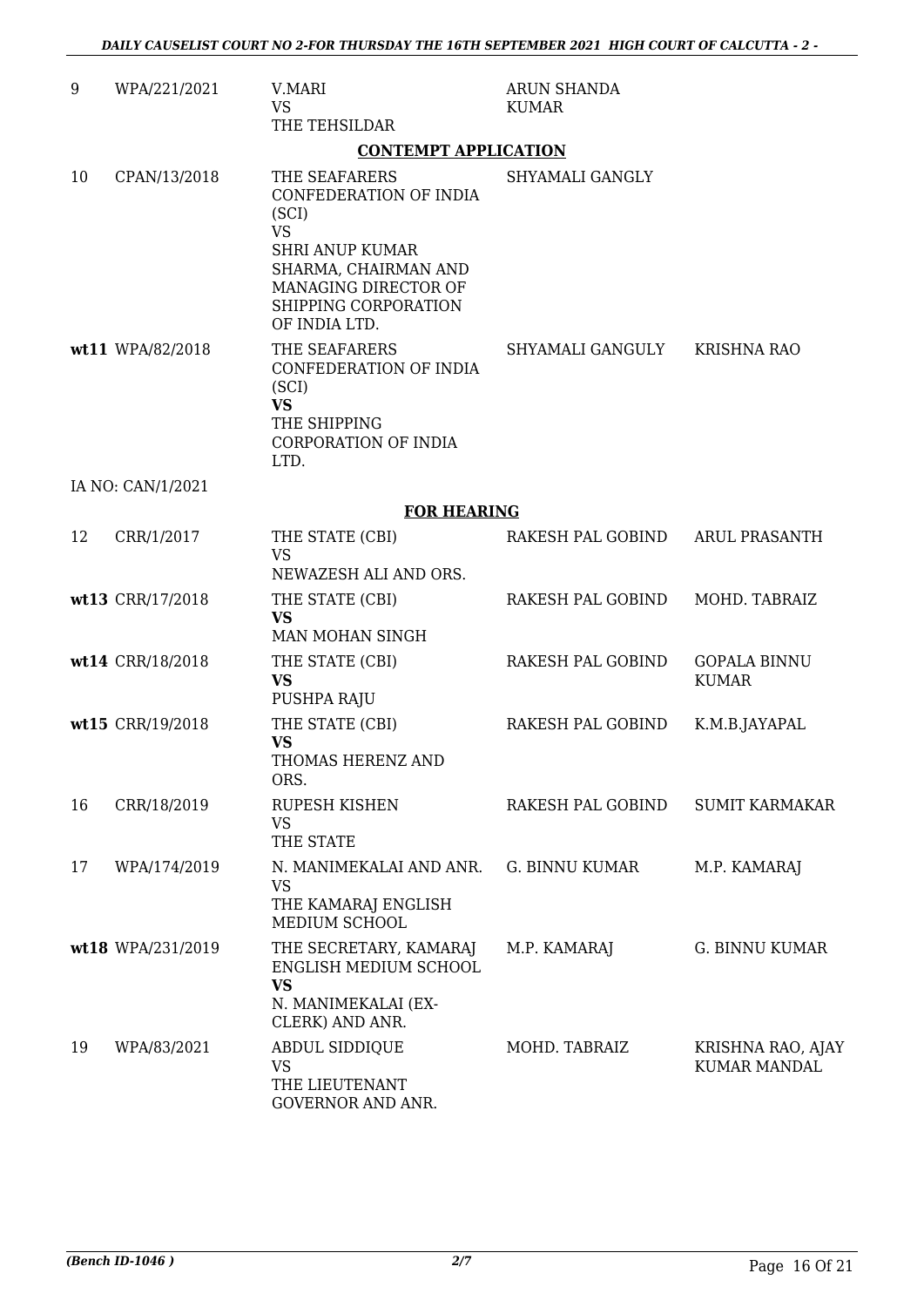| | | | | |
|---|---|---|---|---|
| 9 | WPA/221/2021 | V.MARI<br>VS<br>THE TEHSILDAR | ARUN SHANDA KUMAR | |

**CONTEMPT APPLICATION**

| | | | | |
|---|---|---|---|---|
| 10 | CPAN/13/2018 | THE SEAFARERS CONFEDERATION OF INDIA (SCI)<br>VS<br>SHRI ANUP KUMAR SHARMA, CHAIRMAN AND MANAGING DIRECTOR OF SHIPPING CORPORATION OF INDIA LTD. | SHYAMALI GANGLY | |
| **wt11** | WPA/82/2018 | THE SEAFARERS CONFEDERATION OF INDIA (SCI)<br>**VS**<br>THE SHIPPING CORPORATION OF INDIA LTD. | SHYAMALI GANGULY | KRISHNA RAO |

IA NO: CAN/1/2021

**FOR HEARING**

| | | | | |
|---|---|---|---|---|
| 12 | CRR/1/2017 | THE STATE (CBI)<br>VS<br>NEWAZESH ALI AND ORS. | RAKESH PAL GOBIND | ARUL PRASANTH |
| **wt13** | CRR/17/2018 | THE STATE (CBI)<br>**VS**<br>MAN MOHAN SINGH | RAKESH PAL GOBIND | MOHD. TABRAIZ |
| **wt14** | CRR/18/2018 | THE STATE (CBI)<br>**VS**<br>PUSHPA RAJU | RAKESH PAL GOBIND | GOPALA BINNU KUMAR |
| **wt15** | CRR/19/2018 | THE STATE (CBI)<br>**VS**<br>THOMAS HERENZ AND ORS. | RAKESH PAL GOBIND | K.M.B.JAYAPAL |
| 16 | CRR/18/2019 | RUPESH KISHEN<br>VS<br>THE STATE | RAKESH PAL GOBIND | SUMIT KARMAKAR |
| 17 | WPA/174/2019 | N. MANIMEKALAI AND ANR.<br>VS<br>THE KAMARAJ ENGLISH MEDIUM SCHOOL | G. BINNU KUMAR | M.P. KAMARAJ |
| **wt18** | WPA/231/2019 | THE SECRETARY, KAMARAJ ENGLISH MEDIUM SCHOOL<br>**VS**<br>N. MANIMEKALAI (EX-CLERK) AND ANR. | M.P. KAMARAJ | G. BINNU KUMAR |
| 19 | WPA/83/2021 | ABDUL SIDDIQUE<br>VS<br>THE LIEUTENANT GOVERNOR AND ANR. | MOHD. TABRAIZ | KRISHNA RAO, AJAY KUMAR MANDAL |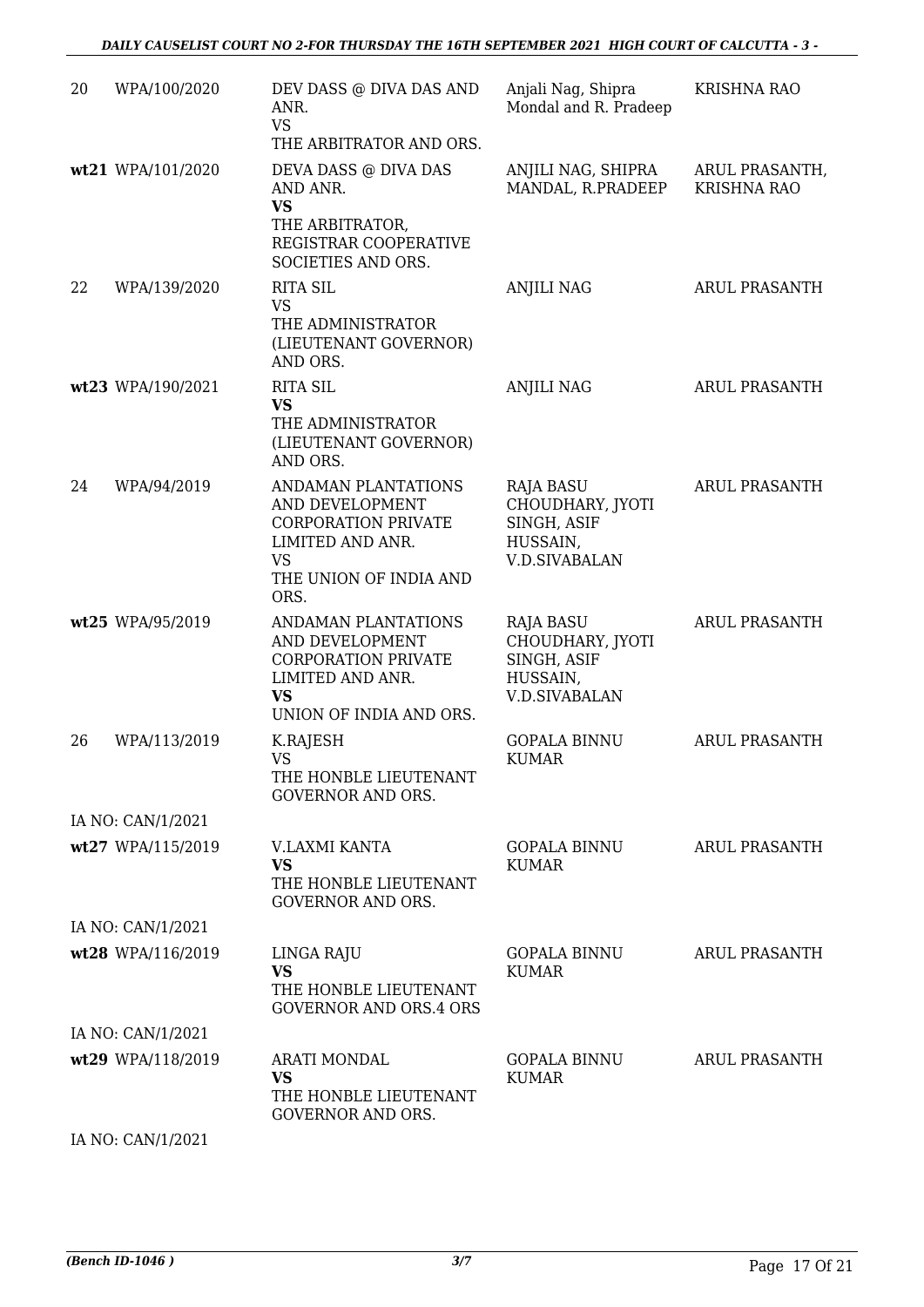| | | | | |
|---|---|---|---|---|
| 20 | WPA/100/2020 | DEV DASS @ DIVA DAS AND ANR.<br>VS<br>THE ARBITRATOR AND ORS. | Anjali Nag, Shipra Mondal and R. Pradeep | KRISHNA RAO |
| **wt21** | WPA/101/2020 | DEVA DASS @ DIVA DAS AND ANR.<br>**VS**<br>THE ARBITRATOR, REGISTRAR COOPERATIVE SOCIETIES AND ORS. | ANJILI NAG, SHIPRA MANDAL, R.PRADEEP | ARUL PRASANTH, KRISHNA RAO |
| 22 | WPA/139/2020 | RITA SIL<br>VS<br>THE ADMINISTRATOR (LIEUTENANT GOVERNOR) AND ORS. | ANJILI NAG | ARUL PRASANTH |
| **wt23** | WPA/190/2021 | RITA SIL<br>**VS**<br>THE ADMINISTRATOR (LIEUTENANT GOVERNOR) AND ORS. | ANJILI NAG | ARUL PRASANTH |
| 24 | WPA/94/2019 | ANDAMAN PLANTATIONS AND DEVELOPMENT CORPORATION PRIVATE LIMITED AND ANR.<br>VS<br>THE UNION OF INDIA AND ORS. | RAJA BASU CHOUDHARY, JYOTI SINGH, ASIF HUSSAIN, V.D.SIVABALAN | ARUL PRASANTH |
| **wt25** | WPA/95/2019 | ANDAMAN PLANTATIONS AND DEVELOPMENT CORPORATION PRIVATE LIMITED AND ANR.<br>**VS**<br>UNION OF INDIA AND ORS. | RAJA BASU CHOUDHARY, JYOTI SINGH, ASIF HUSSAIN, V.D.SIVABALAN | ARUL PRASANTH |
| 26 | WPA/113/2019 | K.RAJESH<br>VS<br>THE HONBLE LIEUTENANT GOVERNOR AND ORS. | GOPALA BINNU KUMAR | ARUL PRASANTH |
| IA NO: CAN/1/2021 | | | | |
| **wt27** | WPA/115/2019 | V.LAXMI KANTA<br>**VS**<br>THE HONBLE LIEUTENANT GOVERNOR AND ORS. | GOPALA BINNU KUMAR | ARUL PRASANTH |
| IA NO: CAN/1/2021 | | | | |
| **wt28** | WPA/116/2019 | LINGA RAJU<br>**VS**<br>THE HONBLE LIEUTENANT GOVERNOR AND ORS.4 ORS | GOPALA BINNU KUMAR | ARUL PRASANTH |
| IA NO: CAN/1/2021 | | | | |
| **wt29** | WPA/118/2019 | ARATI MONDAL<br>**VS**<br>THE HONBLE LIEUTENANT GOVERNOR AND ORS. | GOPALA BINNU KUMAR | ARUL PRASANTH |
| IA NO: CAN/1/2021 | | | | |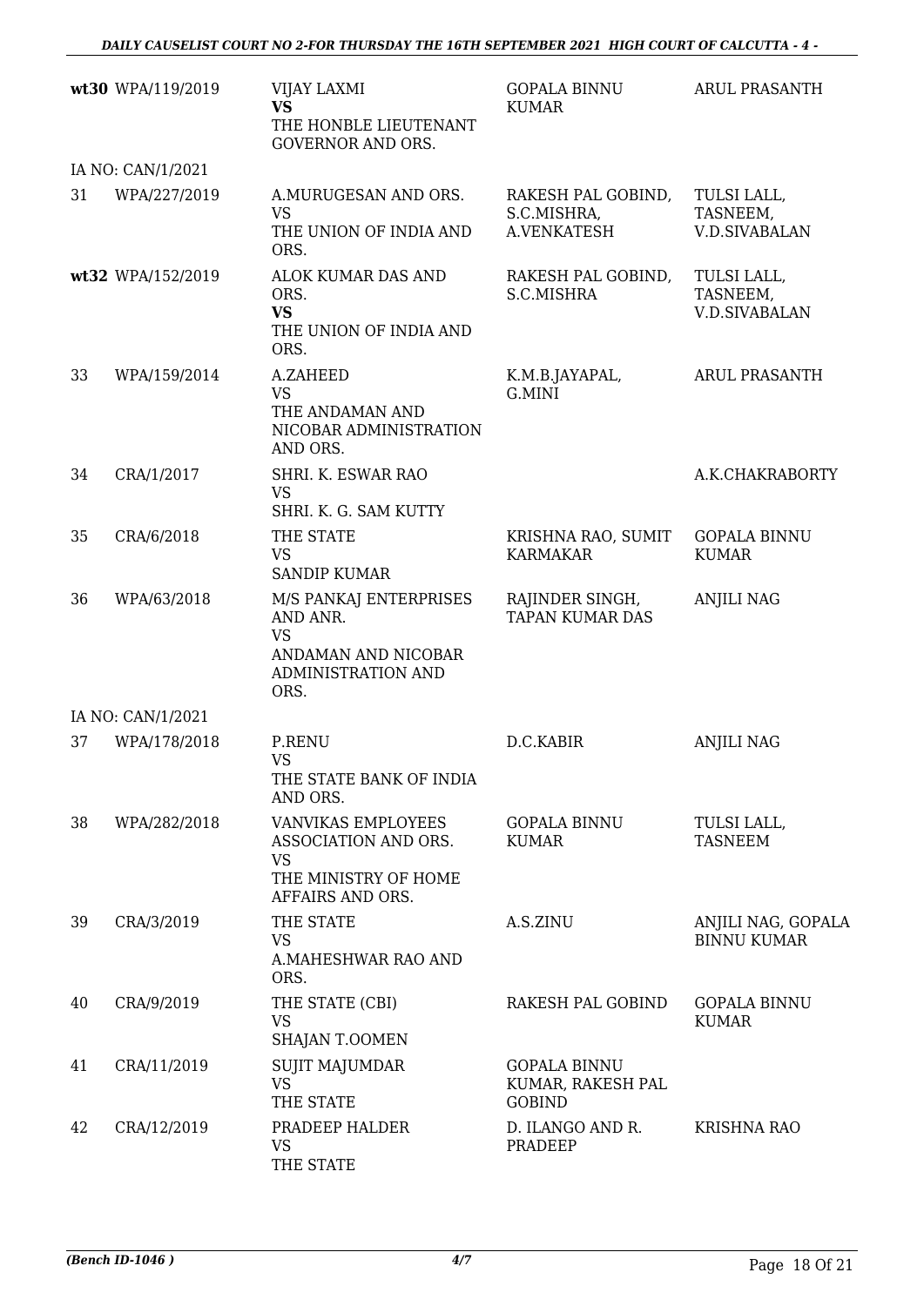| | | | | |
|---|---|---|---|---|
| wt30 | WPA/119/2019 | VIJAY LAXMI<br>**VS**<br>THE HONBLE LIEUTENANT GOVERNOR AND ORS. | GOPALA BINNU KUMAR | ARUL PRASANTH |
| | IA NO: CAN/1/2021 | | | |
| 31 | WPA/227/2019 | A.MURUGESAN AND ORS.<br>VS<br>THE UNION OF INDIA AND ORS. | RAKESH PAL GOBIND, S.C.MISHRA, A.VENKATESH | TULSI LALL, TASNEEM, V.D.SIVABALAN |
| wt32 | WPA/152/2019 | ALOK KUMAR DAS AND ORS.<br>**VS**<br>THE UNION OF INDIA AND ORS. | RAKESH PAL GOBIND, S.C.MISHRA | TULSI LALL, TASNEEM, V.D.SIVABALAN |
| 33 | WPA/159/2014 | A.ZAHEED<br>VS<br>THE ANDAMAN AND NICOBAR ADMINISTRATION AND ORS. | K.M.B.JAYAPAL, G.MINI | ARUL PRASANTH |
| 34 | CRA/1/2017 | SHRI. K. ESWAR RAO<br>VS<br>SHRI. K. G. SAM KUTTY | | A.K.CHAKRABORTY |
| 35 | CRA/6/2018 | THE STATE<br>VS<br>SANDIP KUMAR | KRISHNA RAO, SUMIT KARMAKAR | GOPALA BINNU KUMAR |
| 36 | WPA/63/2018 | M/S PANKAJ ENTERPRISES AND ANR.<br>VS<br>ANDAMAN AND NICOBAR ADMINISTRATION AND ORS. | RAJINDER SINGH, TAPAN KUMAR DAS | ANJILI NAG |
| | IA NO: CAN/1/2021 | | | |
| 37 | WPA/178/2018 | P.RENU<br>VS<br>THE STATE BANK OF INDIA AND ORS. | D.C.KABIR | ANJILI NAG |
| 38 | WPA/282/2018 | VANVIKAS EMPLOYEES ASSOCIATION AND ORS.<br>VS<br>THE MINISTRY OF HOME AFFAIRS AND ORS. | GOPALA BINNU KUMAR | TULSI LALL, TASNEEM |
| 39 | CRA/3/2019 | THE STATE<br>VS<br>A.MAHESHWAR RAO AND ORS. | A.S.ZINU | ANJILI NAG, GOPALA BINNU KUMAR |
| 40 | CRA/9/2019 | THE STATE (CBI)<br>VS<br>SHAJAN T.OOMEN | RAKESH PAL GOBIND | GOPALA BINNU KUMAR |
| 41 | CRA/11/2019 | SUJIT MAJUMDAR<br>VS<br>THE STATE | GOPALA BINNU KUMAR, RAKESH PAL GOBIND | |
| 42 | CRA/12/2019 | PRADEEP HALDER<br>VS<br>THE STATE | D. ILANGO AND R. PRADEEP | KRISHNA RAO |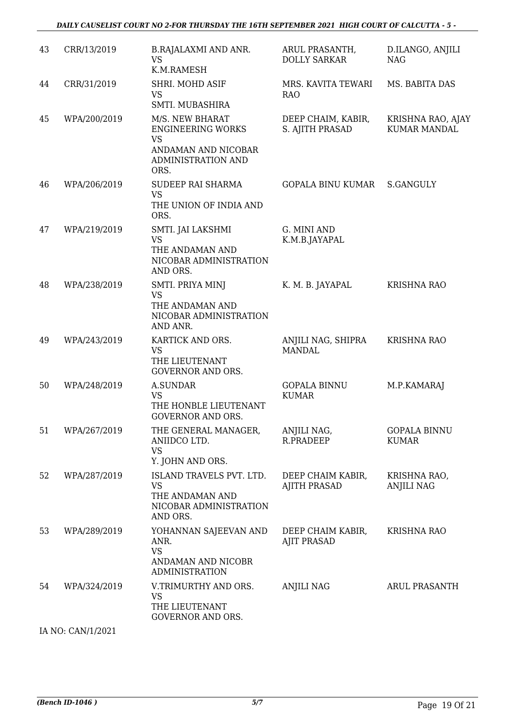| 43 | CRR/13/2019 | B.RAJALAXMI AND ANR.<br>VS<br>K.M.RAMESH | ARUL PRASANTH, DOLLY SARKAR | D.ILANGO, ANJILI NAG |
|---|---|---|---|---|
| 44 | CRR/31/2019 | SHRI. MOHD ASIF<br>VS<br>SMTI. MUBASHIRA | MRS. KAVITA TEWARI RAO | MS. BABITA DAS |
| 45 | WPA/200/2019 | M/S. NEW BHARAT ENGINEERING WORKS<br>VS<br>ANDAMAN AND NICOBAR ADMINISTRATION AND ORS. | DEEP CHAIM, KABIR, S. AJITH PRASAD | KRISHNA RAO, AJAY KUMAR MANDAL |
| 46 | WPA/206/2019 | SUDEEP RAI SHARMA<br>VS<br>THE UNION OF INDIA AND ORS. | GOPALA BINU KUMAR | S.GANGULY |
| 47 | WPA/219/2019 | SMTI. JAI LAKSHMI<br>VS<br>THE ANDAMAN AND NICOBAR ADMINISTRATION AND ORS. | G. MINI AND K.M.B.JAYAPAL | |
| 48 | WPA/238/2019 | SMTI. PRIYA MINJ<br>VS<br>THE ANDAMAN AND NICOBAR ADMINISTRATION AND ANR. | K. M. B. JAYAPAL | KRISHNA RAO |
| 49 | WPA/243/2019 | KARTICK AND ORS.<br>VS<br>THE LIEUTENANT GOVERNOR AND ORS. | ANJILI NAG, SHIPRA MANDAL | KRISHNA RAO |
| 50 | WPA/248/2019 | A.SUNDAR<br>VS<br>THE HONBLE LIEUTENANT GOVERNOR AND ORS. | GOPALA BINNU KUMAR | M.P.KAMARAJ |
| 51 | WPA/267/2019 | THE GENERAL MANAGER, ANIIDCO LTD.<br>VS<br>Y. JOHN AND ORS. | ANJILI NAG, R.PRADEEP | GOPALA BINNU KUMAR |
| 52 | WPA/287/2019 | ISLAND TRAVELS PVT. LTD.<br>VS<br>THE ANDAMAN AND NICOBAR ADMINISTRATION AND ORS. | DEEP CHAIM KABIR, AJITH PRASAD | KRISHNA RAO, ANJILI NAG |
| 53 | WPA/289/2019 | YOHANNAN SAJEEVAN AND ANR.<br>VS<br>ANDAMAN AND NICOBR ADMINISTRATION | DEEP CHAIM KABIR, AJIT PRASAD | KRISHNA RAO |
| 54 | WPA/324/2019 | V.TRIMURTHY AND ORS.<br>VS<br>THE LIEUTENANT GOVERNOR AND ORS. | ANJILI NAG | ARUL PRASANTH |

IA NO: CAN/1/2021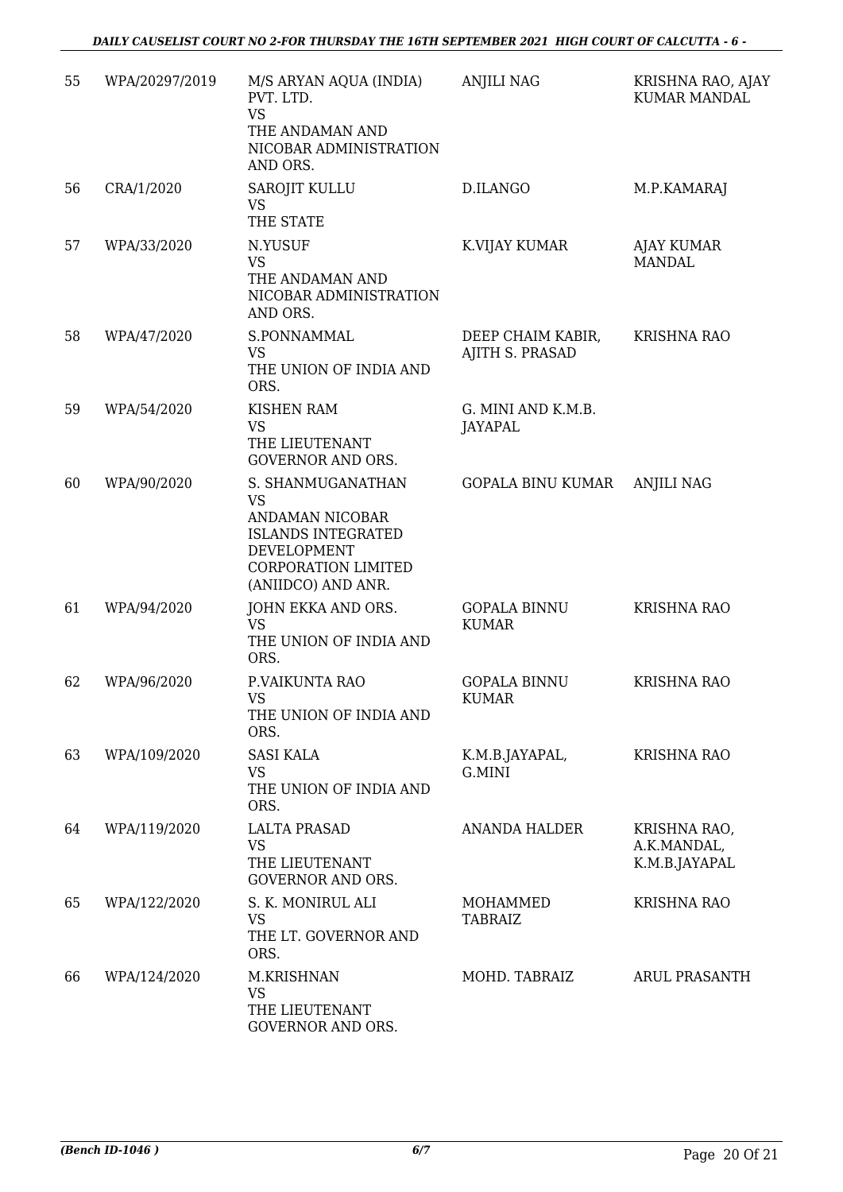| 55 | WPA/20297/2019 | M/S ARYAN AQUA (INDIA) PVT. LTD. VS THE ANDAMAN AND NICOBAR ADMINISTRATION AND ORS. | ANJILI NAG | KRISHNA RAO, AJAY KUMAR MANDAL |
|---|---|---|---|---|
| 56 | CRA/1/2020 | SAROJIT KULLU VS THE STATE | D.ILANGO | M.P.KAMARAJ |
| 57 | WPA/33/2020 | N.YUSUF VS THE ANDAMAN AND NICOBAR ADMINISTRATION AND ORS. | K.VIJAY KUMAR | AJAY KUMAR MANDAL |
| 58 | WPA/47/2020 | S.PONNAMMAL VS THE UNION OF INDIA AND ORS. | DEEP CHAIM KABIR, AJITH S. PRASAD | KRISHNA RAO |
| 59 | WPA/54/2020 | KISHEN RAM VS THE LIEUTENANT GOVERNOR AND ORS. | G. MINI AND K.M.B. JAYAPAL | |
| 60 | WPA/90/2020 | S. SHANMUGANATHAN VS ANDAMAN NICOBAR ISLANDS INTEGRATED DEVELOPMENT CORPORATION LIMITED (ANIIDCO) AND ANR. | GOPALA BINU KUMAR | ANJILI NAG |
| 61 | WPA/94/2020 | JOHN EKKA AND ORS. VS THE UNION OF INDIA AND ORS. | GOPALA BINNU KUMAR | KRISHNA RAO |
| 62 | WPA/96/2020 | P.VAIKUNTA RAO VS THE UNION OF INDIA AND ORS. | GOPALA BINNU KUMAR | KRISHNA RAO |
| 63 | WPA/109/2020 | SASI KALA VS THE UNION OF INDIA AND ORS. | K.M.B.JAYAPAL, G.MINI | KRISHNA RAO |
| 64 | WPA/119/2020 | LALTA PRASAD VS THE LIEUTENANT GOVERNOR AND ORS. | ANANDA HALDER | KRISHNA RAO, A.K.MANDAL, K.M.B.JAYAPAL |
| 65 | WPA/122/2020 | S. K. MONIRUL ALI VS THE LT. GOVERNOR AND ORS. | MOHAMMED TABRAIZ | KRISHNA RAO |
| 66 | WPA/124/2020 | M.KRISHNAN VS THE LIEUTENANT GOVERNOR AND ORS. | MOHD. TABRAIZ | ARUL PRASANTH |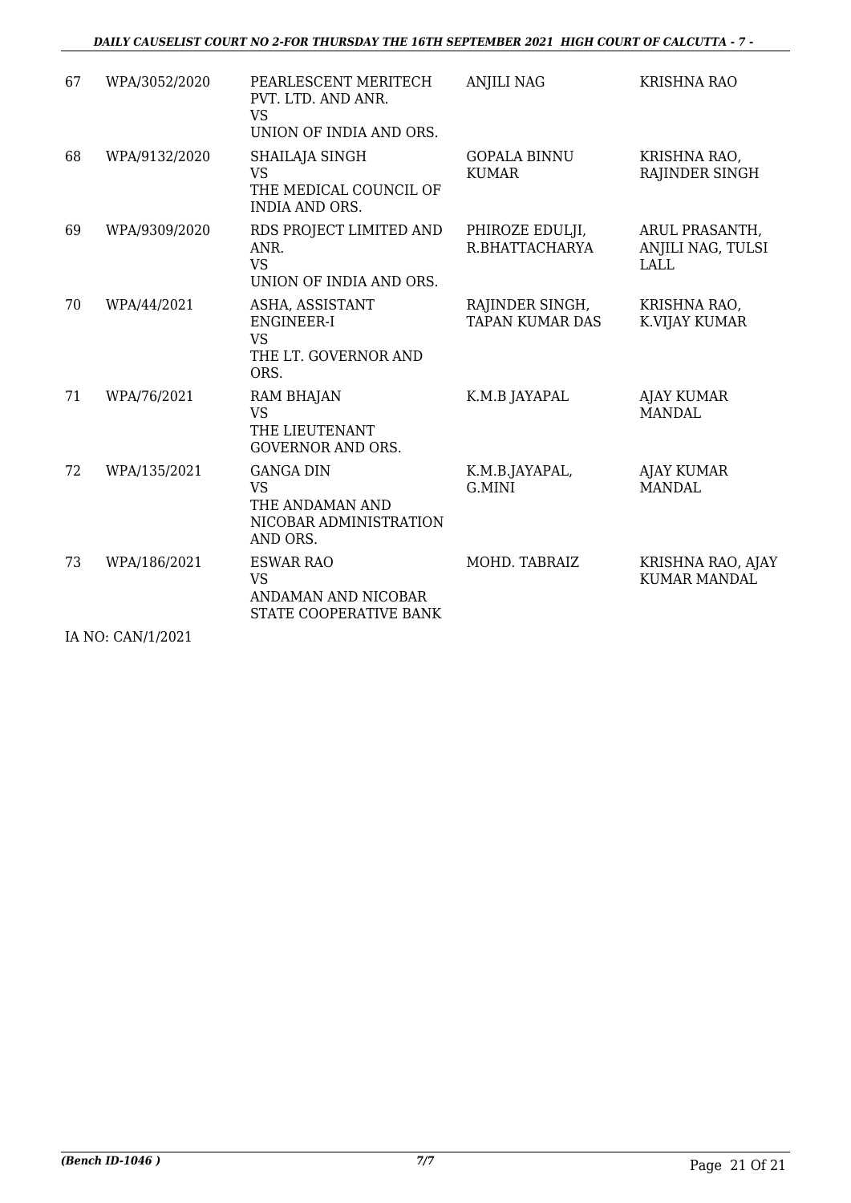| | | | | |
|---|---|---|---|---|
| 67 | WPA/3052/2020 | PEARLESCENT MERITECH PVT. LTD. AND ANR.<br>VS<br>UNION OF INDIA AND ORS. | ANJILI NAG | KRISHNA RAO |
| 68 | WPA/9132/2020 | SHAILAJA SINGH<br>VS<br>THE MEDICAL COUNCIL OF INDIA AND ORS. | GOPALA BINNU KUMAR | KRISHNA RAO, RAJINDER SINGH |
| 69 | WPA/9309/2020 | RDS PROJECT LIMITED AND ANR.<br>VS<br>UNION OF INDIA AND ORS. | PHIROZE EDULJI, R.BHATTACHARYA | ARUL PRASANTH, ANJILI NAG, TULSI LALL |
| 70 | WPA/44/2021 | ASHA, ASSISTANT ENGINEER-I<br>VS<br>THE LT. GOVERNOR AND ORS. | RAJINDER SINGH, TAPAN KUMAR DAS | KRISHNA RAO, K.VIJAY KUMAR |
| 71 | WPA/76/2021 | RAM BHAJAN<br>VS<br>THE LIEUTENANT GOVERNOR AND ORS. | K.M.B JAYAPAL | AJAY KUMAR MANDAL |
| 72 | WPA/135/2021 | GANGA DIN<br>VS<br>THE ANDAMAN AND NICOBAR ADMINISTRATION AND ORS. | K.M.B.JAYAPAL, G.MINI | AJAY KUMAR MANDAL |
| 73 | WPA/186/2021 | ESWAR RAO<br>VS<br>ANDAMAN AND NICOBAR STATE COOPERATIVE BANK | MOHD. TABRAIZ | KRISHNA RAO, AJAY KUMAR MANDAL |

IA NO: CAN/1/2021